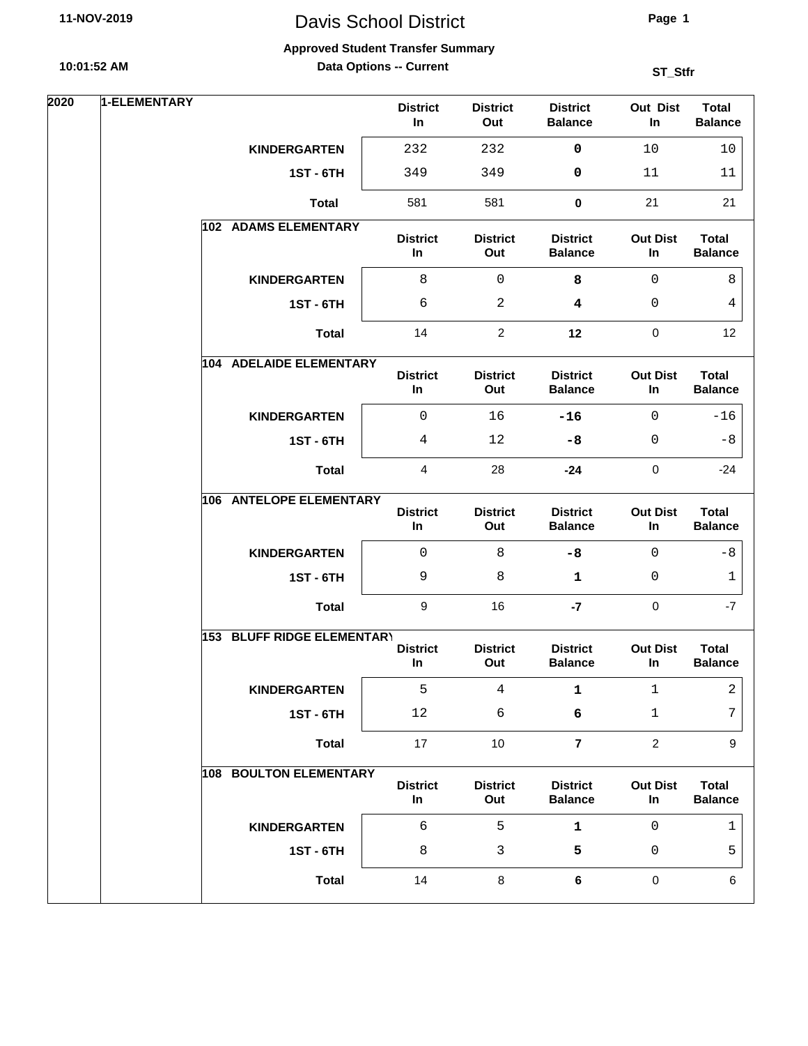# Davis School District

**Approved Student Transfer Summary**

**Data Options -- Current**

11-NOV-2019 10:01:52 AM ST_Stfr

**2020 — 1-ELEMENTARY**

| | District In | District Out | District Balance | Out Dist In | Total Balance |
|---|---|---|---|---|---|
| **KINDERGARTEN** | 232 | 232 | **0** | 10 | 10 |
| **1ST - 6TH** | 349 | 349 | **0** | 11 | 11 |
| **Total** | 581 | 581 | **0** | 21 | 21 |

**102 ADAMS ELEMENTARY**

| | District In | District Out | District Balance | Out Dist In | Total Balance |
|---|---|---|---|---|---|
| **KINDERGARTEN** | 8 | 0 | **8** | 0 | 8 |
| **1ST - 6TH** | 6 | 2 | **4** | 0 | 4 |
| **Total** | 14 | 2 | **12** | 0 | 12 |

**104 ADELAIDE ELEMENTARY**

| | District In | District Out | District Balance | Out Dist In | Total Balance |
|---|---|---|---|---|---|
| **KINDERGARTEN** | 0 | 16 | **-16** | 0 | -16 |
| **1ST - 6TH** | 4 | 12 | **-8** | 0 | -8 |
| **Total** | 4 | 28 | **-24** | 0 | -24 |

**106 ANTELOPE ELEMENTARY**

| | District In | District Out | District Balance | Out Dist In | Total Balance |
|---|---|---|---|---|---|
| **KINDERGARTEN** | 0 | 8 | **-8** | 0 | -8 |
| **1ST - 6TH** | 9 | 8 | **1** | 0 | 1 |
| **Total** | 9 | 16 | **-7** | 0 | -7 |

**153 BLUFF RIDGE ELEMENTARY**

| | District In | District Out | District Balance | Out Dist In | Total Balance |
|---|---|---|---|---|---|
| **KINDERGARTEN** | 5 | 4 | **1** | 1 | 2 |
| **1ST - 6TH** | 12 | 6 | **6** | 1 | 7 |
| **Total** | 17 | 10 | **7** | 2 | 9 |

**108 BOULTON ELEMENTARY**

| | District In | District Out | District Balance | Out Dist In | Total Balance |
|---|---|---|---|---|---|
| **KINDERGARTEN** | 6 | 5 | **1** | 0 | 1 |
| **1ST - 6TH** | 8 | 3 | **5** | 0 | 5 |
| **Total** | 14 | 8 | **6** | 0 | 6 |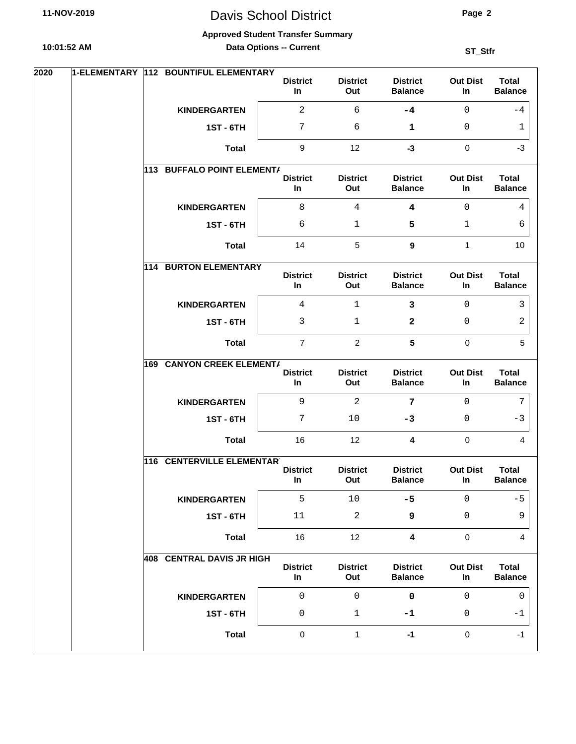# Davis School District

**Approved Student Transfer Summary**

**Data Options -- Current**

**ST_Stfr**

| Year | Level | School | Grade | District In | District Out | District Balance | Out Dist In | Total Balance |
|---|---|---|---|---|---|---|---|---|
| 2020 | 1-ELEMENTARY | 112 BOUNTIFUL ELEMENTARY | KINDERGARTEN | 2 | 6 | **-4** | 0 | -4 |
| | | | 1ST - 6TH | 7 | 6 | **1** | 0 | 1 |
| | | | **Total** | 9 | 12 | **-3** | 0 | -3 |
| | | 113 BUFFALO POINT ELEMENTA | KINDERGARTEN | 8 | 4 | **4** | 0 | 4 |
| | | | 1ST - 6TH | 6 | 1 | **5** | 1 | 6 |
| | | | **Total** | 14 | 5 | **9** | 1 | 10 |
| | | 114 BURTON ELEMENTARY | KINDERGARTEN | 4 | 1 | **3** | 0 | 3 |
| | | | 1ST - 6TH | 3 | 1 | **2** | 0 | 2 |
| | | | **Total** | 7 | 2 | **5** | 0 | 5 |
| | | 169 CANYON CREEK ELEMENTA | KINDERGARTEN | 9 | 2 | **7** | 0 | 7 |
| | | | 1ST - 6TH | 7 | 10 | **-3** | 0 | -3 |
| | | | **Total** | 16 | 12 | **4** | 0 | 4 |
| | | 116 CENTERVILLE ELEMENTAR | KINDERGARTEN | 5 | 10 | **-5** | 0 | -5 |
| | | | 1ST - 6TH | 11 | 2 | **9** | 0 | 9 |
| | | | **Total** | 16 | 12 | **4** | 0 | 4 |
| | | 408 CENTRAL DAVIS JR HIGH | KINDERGARTEN | 0 | 0 | **0** | 0 | 0 |
| | | | 1ST - 6TH | 0 | 1 | **-1** | 0 | -1 |
| | | | **Total** | 0 | 1 | **-1** | 0 | -1 |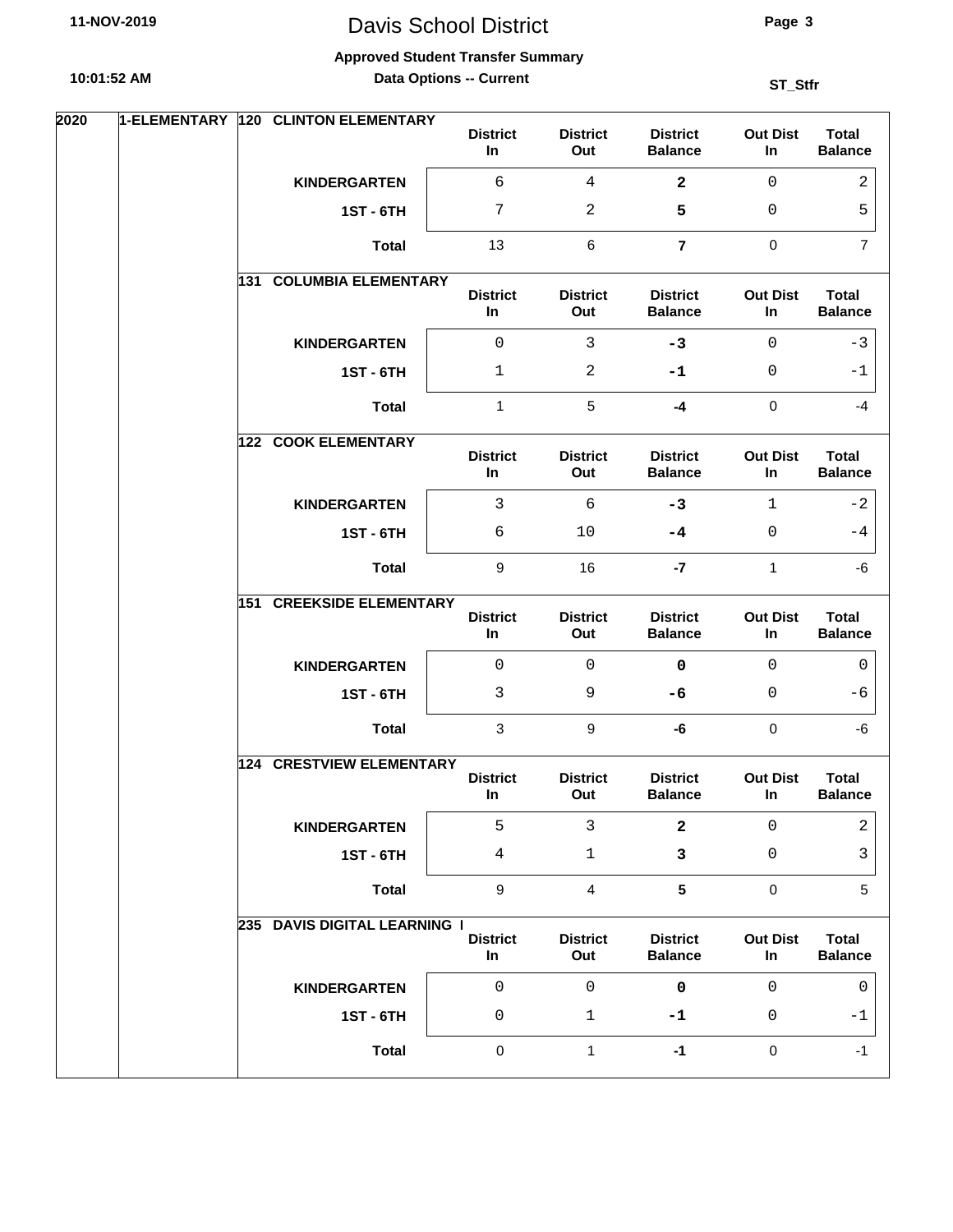# Davis School District

**Approved Student Transfer Summary**

**Data Options -- Current**

**ST_Stfr**

**2020 — 1-ELEMENTARY**

**120 CLINTON ELEMENTARY**

| | District In | District Out | District Balance | Out Dist In | Total Balance |
|---|---|---|---|---|---|
| **KINDERGARTEN** | 6 | 4 | **2** | 0 | 2 |
| **1ST - 6TH** | 7 | 2 | **5** | 0 | 5 |
| **Total** | 13 | 6 | **7** | 0 | 7 |

**131 COLUMBIA ELEMENTARY**

| | District In | District Out | District Balance | Out Dist In | Total Balance |
|---|---|---|---|---|---|
| **KINDERGARTEN** | 0 | 3 | **-3** | 0 | -3 |
| **1ST - 6TH** | 1 | 2 | **-1** | 0 | -1 |
| **Total** | 1 | 5 | **-4** | 0 | -4 |

**122 COOK ELEMENTARY**

| | District In | District Out | District Balance | Out Dist In | Total Balance |
|---|---|---|---|---|---|
| **KINDERGARTEN** | 3 | 6 | **-3** | 1 | -2 |
| **1ST - 6TH** | 6 | 10 | **-4** | 0 | -4 |
| **Total** | 9 | 16 | **-7** | 1 | -6 |

**151 CREEKSIDE ELEMENTARY**

| | District In | District Out | District Balance | Out Dist In | Total Balance |
|---|---|---|---|---|---|
| **KINDERGARTEN** | 0 | 0 | **0** | 0 | 0 |
| **1ST - 6TH** | 3 | 9 | **-6** | 0 | -6 |
| **Total** | 3 | 9 | **-6** | 0 | -6 |

**124 CRESTVIEW ELEMENTARY**

| | District In | District Out | District Balance | Out Dist In | Total Balance |
|---|---|---|---|---|---|
| **KINDERGARTEN** | 5 | 3 | **2** | 0 | 2 |
| **1ST - 6TH** | 4 | 1 | **3** | 0 | 3 |
| **Total** | 9 | 4 | **5** | 0 | 5 |

**235 DAVIS DIGITAL LEARNING I**

| | District In | District Out | District Balance | Out Dist In | Total Balance |
|---|---|---|---|---|---|
| **KINDERGARTEN** | 0 | 0 | **0** | 0 | 0 |
| **1ST - 6TH** | 0 | 1 | **-1** | 0 | -1 |
| **Total** | 0 | 1 | **-1** | 0 | -1 |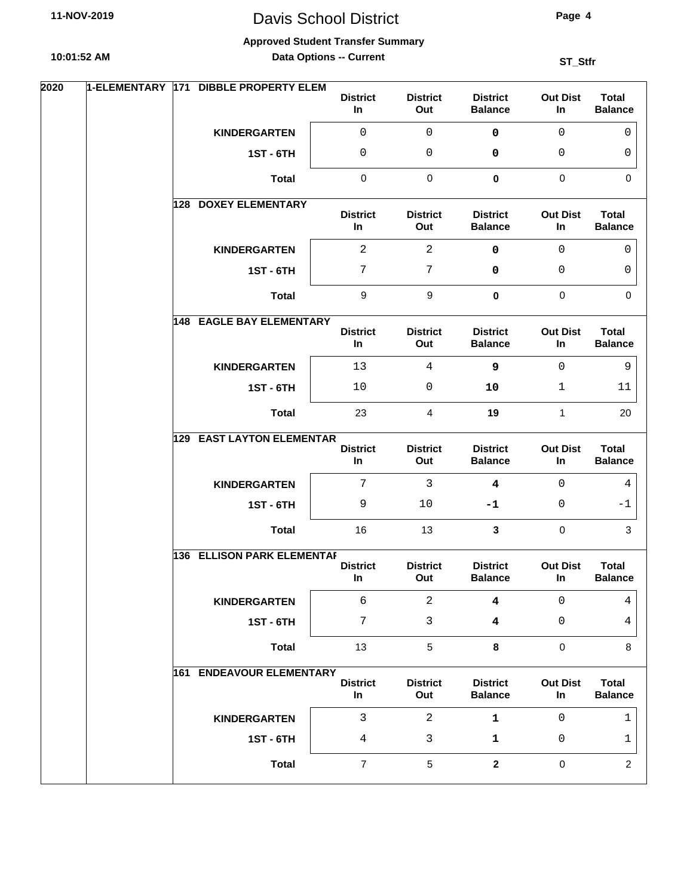# Davis School District

**Approved Student Transfer Summary**

**Data Options -- Current**

**ST_Stfr**

| Year | Level | School | Grade | District In | District Out | District Balance | Out Dist In | Total Balance |
|---|---|---|---|---|---|---|---|---|
| 2020 | 1-ELEMENTARY | 171 DIBBLE PROPERTY ELEM | KINDERGARTEN | 0 | 0 | **0** | 0 | 0 |
| | | | 1ST - 6TH | 0 | 0 | **0** | 0 | 0 |
| | | | **Total** | 0 | 0 | **0** | 0 | 0 |
| | | 128 DOXEY ELEMENTARY | KINDERGARTEN | 2 | 2 | **0** | 0 | 0 |
| | | | 1ST - 6TH | 7 | 7 | **0** | 0 | 0 |
| | | | **Total** | 9 | 9 | **0** | 0 | 0 |
| | | 148 EAGLE BAY ELEMENTARY | KINDERGARTEN | 13 | 4 | **9** | 0 | 9 |
| | | | 1ST - 6TH | 10 | 0 | **10** | 1 | 11 |
| | | | **Total** | 23 | 4 | **19** | 1 | 20 |
| | | 129 EAST LAYTON ELEMENTAR | KINDERGARTEN | 7 | 3 | **4** | 0 | 4 |
| | | | 1ST - 6TH | 9 | 10 | **-1** | 0 | -1 |
| | | | **Total** | 16 | 13 | **3** | 0 | 3 |
| | | 136 ELLISON PARK ELEMENTAR | KINDERGARTEN | 6 | 2 | **4** | 0 | 4 |
| | | | 1ST - 6TH | 7 | 3 | **4** | 0 | 4 |
| | | | **Total** | 13 | 5 | **8** | 0 | 8 |
| | | 161 ENDEAVOUR ELEMENTARY | KINDERGARTEN | 3 | 2 | **1** | 0 | 1 |
| | | | 1ST - 6TH | 4 | 3 | **1** | 0 | 1 |
| | | | **Total** | 7 | 5 | **2** | 0 | 2 |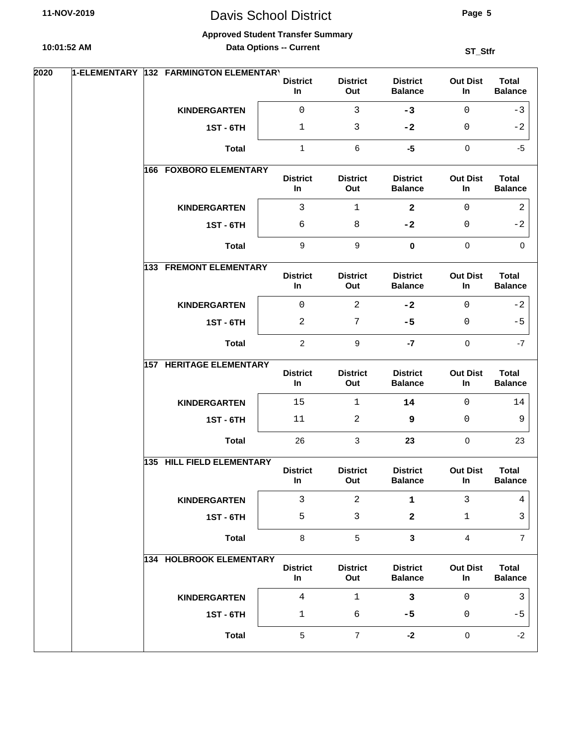# Davis School District

**Approved Student Transfer Summary**

**Data Options -- Current**

11-NOV-2019 10:01:52 AM — ST_Stfr

**2020 — 1-ELEMENTARY**

**132 FARMINGTON ELEMENTARY**

| | District In | District Out | District Balance | Out Dist In | Total Balance |
|---|---|---|---|---|---|
| **KINDERGARTEN** | 0 | 3 | **-3** | 0 | -3 |
| **1ST - 6TH** | 1 | 3 | **-2** | 0 | -2 |
| **Total** | 1 | 6 | **-5** | 0 | -5 |

**166 FOXBORO ELEMENTARY**

| | District In | District Out | District Balance | Out Dist In | Total Balance |
|---|---|---|---|---|---|
| **KINDERGARTEN** | 3 | 1 | **2** | 0 | 2 |
| **1ST - 6TH** | 6 | 8 | **-2** | 0 | -2 |
| **Total** | 9 | 9 | **0** | 0 | 0 |

**133 FREMONT ELEMENTARY**

| | District In | District Out | District Balance | Out Dist In | Total Balance |
|---|---|---|---|---|---|
| **KINDERGARTEN** | 0 | 2 | **-2** | 0 | -2 |
| **1ST - 6TH** | 2 | 7 | **-5** | 0 | -5 |
| **Total** | 2 | 9 | **-7** | 0 | -7 |

**157 HERITAGE ELEMENTARY**

| | District In | District Out | District Balance | Out Dist In | Total Balance |
|---|---|---|---|---|---|
| **KINDERGARTEN** | 15 | 1 | **14** | 0 | 14 |
| **1ST - 6TH** | 11 | 2 | **9** | 0 | 9 |
| **Total** | 26 | 3 | **23** | 0 | 23 |

**135 HILL FIELD ELEMENTARY**

| | District In | District Out | District Balance | Out Dist In | Total Balance |
|---|---|---|---|---|---|
| **KINDERGARTEN** | 3 | 2 | **1** | 3 | 4 |
| **1ST - 6TH** | 5 | 3 | **2** | 1 | 3 |
| **Total** | 8 | 5 | **3** | 4 | 7 |

**134 HOLBROOK ELEMENTARY**

| | District In | District Out | District Balance | Out Dist In | Total Balance |
|---|---|---|---|---|---|
| **KINDERGARTEN** | 4 | 1 | **3** | 0 | 3 |
| **1ST - 6TH** | 1 | 6 | **-5** | 0 | -5 |
| **Total** | 5 | 7 | **-2** | 0 | -2 |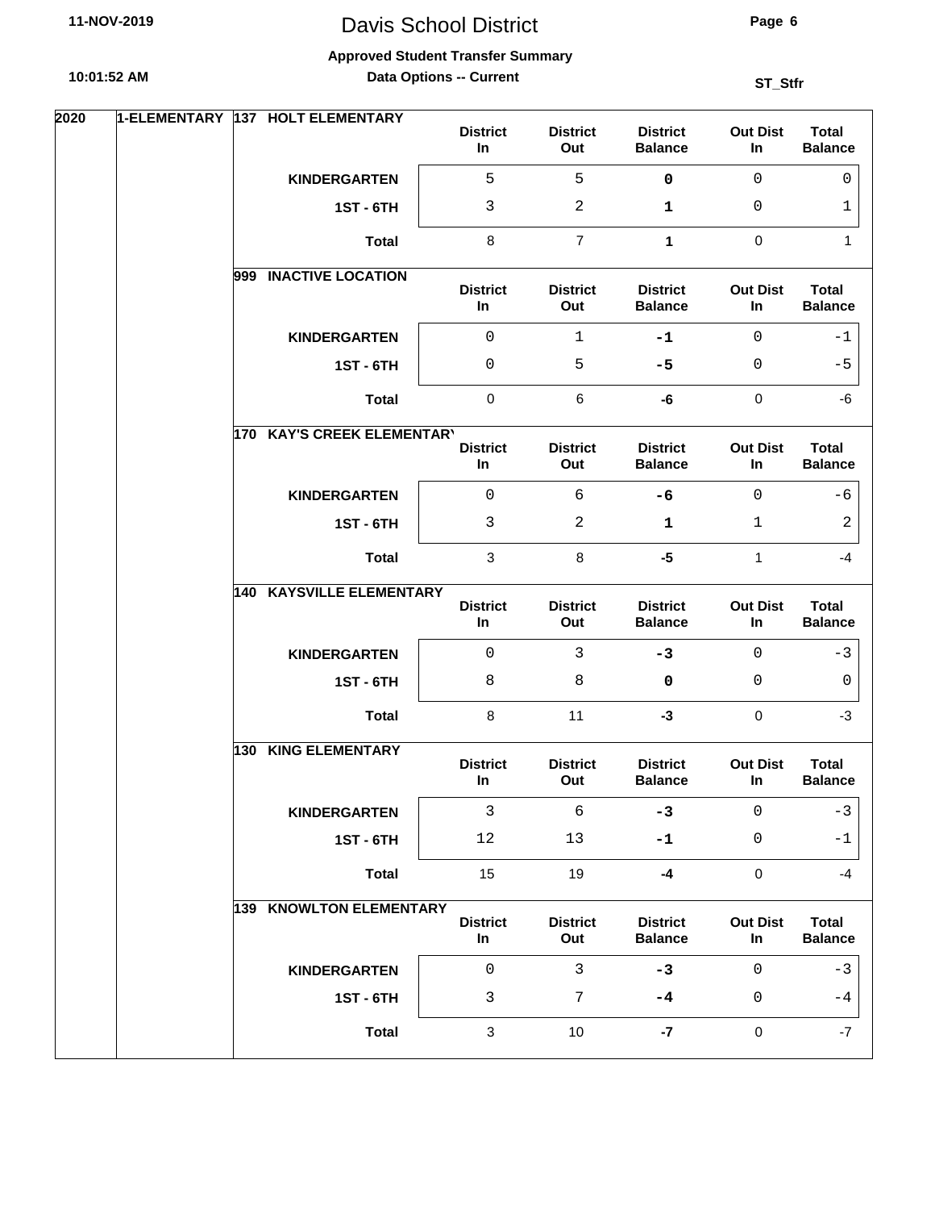# Davis School District

**Approved Student Transfer Summary**

**Data Options -- Current**

**ST_Stfr**

**2020 — 1-ELEMENTARY**

### 137 HOLT ELEMENTARY

| | District In | District Out | District Balance | Out Dist In | Total Balance |
|---|---|---|---|---|---|
| **KINDERGARTEN** | 5 | 5 | **0** | 0 | 0 |
| **1ST - 6TH** | 3 | 2 | **1** | 0 | 1 |
| **Total** | 8 | 7 | **1** | 0 | 1 |

### 999 INACTIVE LOCATION

| | District In | District Out | District Balance | Out Dist In | Total Balance |
|---|---|---|---|---|---|
| **KINDERGARTEN** | 0 | 1 | **-1** | 0 | -1 |
| **1ST - 6TH** | 0 | 5 | **-5** | 0 | -5 |
| **Total** | 0 | 6 | **-6** | 0 | -6 |

### 170 KAY'S CREEK ELEMENTARY

| | District In | District Out | District Balance | Out Dist In | Total Balance |
|---|---|---|---|---|---|
| **KINDERGARTEN** | 0 | 6 | **-6** | 0 | -6 |
| **1ST - 6TH** | 3 | 2 | **1** | 1 | 2 |
| **Total** | 3 | 8 | **-5** | 1 | -4 |

### 140 KAYSVILLE ELEMENTARY

| | District In | District Out | District Balance | Out Dist In | Total Balance |
|---|---|---|---|---|---|
| **KINDERGARTEN** | 0 | 3 | **-3** | 0 | -3 |
| **1ST - 6TH** | 8 | 8 | **0** | 0 | 0 |
| **Total** | 8 | 11 | **-3** | 0 | -3 |

### 130 KING ELEMENTARY

| | District In | District Out | District Balance | Out Dist In | Total Balance |
|---|---|---|---|---|---|
| **KINDERGARTEN** | 3 | 6 | **-3** | 0 | -3 |
| **1ST - 6TH** | 12 | 13 | **-1** | 0 | -1 |
| **Total** | 15 | 19 | **-4** | 0 | -4 |

### 139 KNOWLTON ELEMENTARY

| | District In | District Out | District Balance | Out Dist In | Total Balance |
|---|---|---|---|---|---|
| **KINDERGARTEN** | 0 | 3 | **-3** | 0 | -3 |
| **1ST - 6TH** | 3 | 7 | **-4** | 0 | -4 |
| **Total** | 3 | 10 | **-7** | 0 | -7 |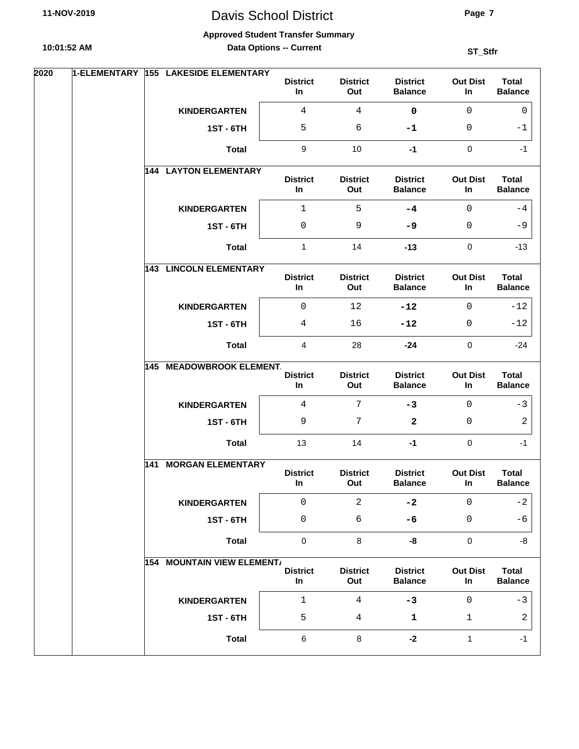# Davis School District

**Approved Student Transfer Summary**

**Data Options -- Current**

ST_Stfr

11-NOV-2019 10:01:52 AM

| Year | Level | School | Grade | District In | District Out | District Balance | Out Dist In | Total Balance |
|---|---|---|---|---|---|---|---|---|
| 2020 | 1-ELEMENTARY | 155 LAKESIDE ELEMENTARY | KINDERGARTEN | 4 | 4 | **0** | 0 | 0 |
| | | | 1ST - 6TH | 5 | 6 | **-1** | 0 | -1 |
| | | | **Total** | 9 | 10 | **-1** | 0 | -1 |
| | | 144 LAYTON ELEMENTARY | KINDERGARTEN | 1 | 5 | **-4** | 0 | -4 |
| | | | 1ST - 6TH | 0 | 9 | **-9** | 0 | -9 |
| | | | **Total** | 1 | 14 | **-13** | 0 | -13 |
| | | 143 LINCOLN ELEMENTARY | KINDERGARTEN | 0 | 12 | **-12** | 0 | -12 |
| | | | 1ST - 6TH | 4 | 16 | **-12** | 0 | -12 |
| | | | **Total** | 4 | 28 | **-24** | 0 | -24 |
| | | 145 MEADOWBROOK ELEMENT. | KINDERGARTEN | 4 | 7 | **-3** | 0 | -3 |
| | | | 1ST - 6TH | 9 | 7 | **2** | 0 | 2 |
| | | | **Total** | 13 | 14 | **-1** | 0 | -1 |
| | | 141 MORGAN ELEMENTARY | KINDERGARTEN | 0 | 2 | **-2** | 0 | -2 |
| | | | 1ST - 6TH | 0 | 6 | **-6** | 0 | -6 |
| | | | **Total** | 0 | 8 | **-8** | 0 | -8 |
| | | 154 MOUNTAIN VIEW ELEMENT. | KINDERGARTEN | 1 | 4 | **-3** | 0 | -3 |
| | | | 1ST - 6TH | 5 | 4 | **1** | 1 | 2 |
| | | | **Total** | 6 | 8 | **-2** | 1 | -1 |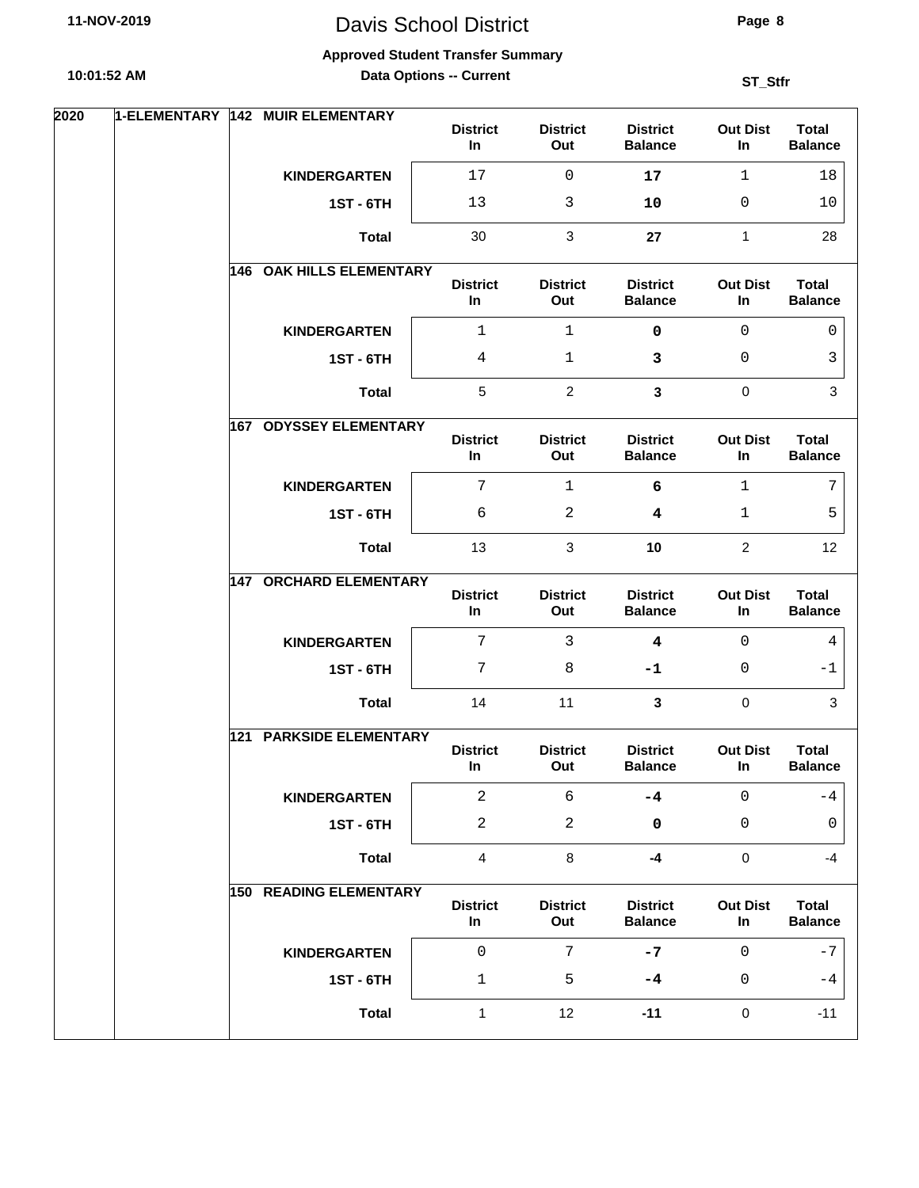# Davis School District

**Approved Student Transfer Summary**

**Data Options -- Current**

ST_Stfr

| Year | Level | School | Grade | District In | District Out | District Balance | Out Dist In | Total Balance |
|---|---|---|---|---|---|---|---|---|
| 2020 | 1-ELEMENTARY | 142 MUIR ELEMENTARY | KINDERGARTEN | 17 | 0 | **17** | 1 | 18 |
| | | | 1ST - 6TH | 13 | 3 | **10** | 0 | 10 |
| | | | **Total** | 30 | 3 | **27** | 1 | 28 |
| | | 146 OAK HILLS ELEMENTARY | KINDERGARTEN | 1 | 1 | **0** | 0 | 0 |
| | | | 1ST - 6TH | 4 | 1 | **3** | 0 | 3 |
| | | | **Total** | 5 | 2 | **3** | 0 | 3 |
| | | 167 ODYSSEY ELEMENTARY | KINDERGARTEN | 7 | 1 | **6** | 1 | 7 |
| | | | 1ST - 6TH | 6 | 2 | **4** | 1 | 5 |
| | | | **Total** | 13 | 3 | **10** | 2 | 12 |
| | | 147 ORCHARD ELEMENTARY | KINDERGARTEN | 7 | 3 | **4** | 0 | 4 |
| | | | 1ST - 6TH | 7 | 8 | **-1** | 0 | -1 |
| | | | **Total** | 14 | 11 | **3** | 0 | 3 |
| | | 121 PARKSIDE ELEMENTARY | KINDERGARTEN | 2 | 6 | **-4** | 0 | -4 |
| | | | 1ST - 6TH | 2 | 2 | **0** | 0 | 0 |
| | | | **Total** | 4 | 8 | **-4** | 0 | -4 |
| | | 150 READING ELEMENTARY | KINDERGARTEN | 0 | 7 | **-7** | 0 | -7 |
| | | | 1ST - 6TH | 1 | 5 | **-4** | 0 | -4 |
| | | | **Total** | 1 | 12 | **-11** | 0 | -11 |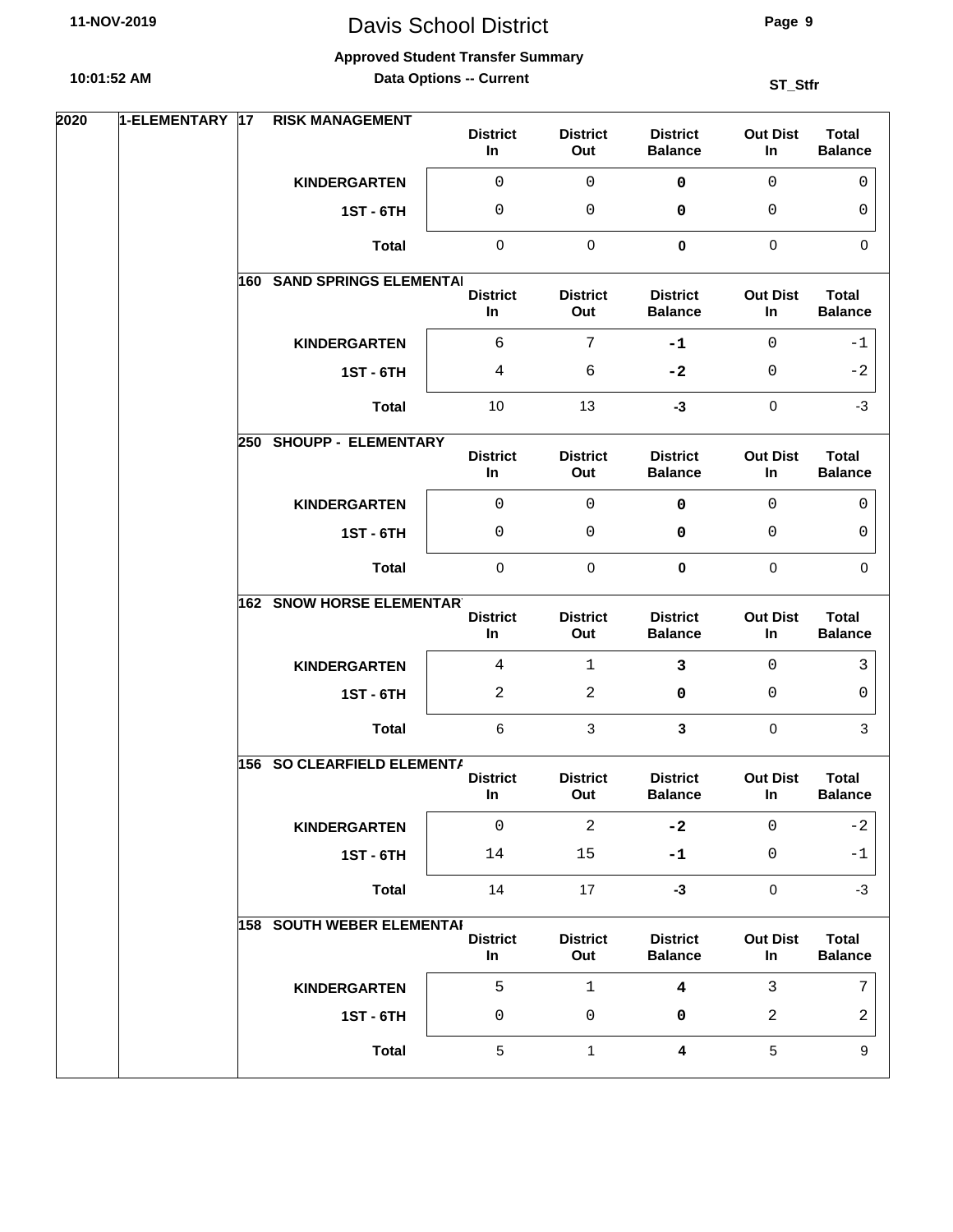# Davis School District

**Approved Student Transfer Summary**

**Data Options -- Current**

**ST_Stfr**

| Year | Level | School | Grade | District In | District Out | District Balance | Out Dist In | Total Balance |
|---|---|---|---|---|---|---|---|---|
| 2020 | 1-ELEMENTARY | 17 RISK MANAGEMENT | KINDERGARTEN | 0 | 0 | **0** | 0 | 0 |
| | | | 1ST - 6TH | 0 | 0 | **0** | 0 | 0 |
| | | | Total | 0 | 0 | **0** | 0 | 0 |
| | | 160 SAND SPRINGS ELEMENTAI | KINDERGARTEN | 6 | 7 | **-1** | 0 | -1 |
| | | | 1ST - 6TH | 4 | 6 | **-2** | 0 | -2 |
| | | | Total | 10 | 13 | **-3** | 0 | -3 |
| | | 250 SHOUPP - ELEMENTARY | KINDERGARTEN | 0 | 0 | **0** | 0 | 0 |
| | | | 1ST - 6TH | 0 | 0 | **0** | 0 | 0 |
| | | | Total | 0 | 0 | **0** | 0 | 0 |
| | | 162 SNOW HORSE ELEMENTAR | KINDERGARTEN | 4 | 1 | **3** | 0 | 3 |
| | | | 1ST - 6TH | 2 | 2 | **0** | 0 | 0 |
| | | | Total | 6 | 3 | **3** | 0 | 3 |
| | | 156 SO CLEARFIELD ELEMENTA | KINDERGARTEN | 0 | 2 | **-2** | 0 | -2 |
| | | | 1ST - 6TH | 14 | 15 | **-1** | 0 | -1 |
| | | | Total | 14 | 17 | **-3** | 0 | -3 |
| | | 158 SOUTH WEBER ELEMENTAI | KINDERGARTEN | 5 | 1 | **4** | 3 | 7 |
| | | | 1ST - 6TH | 0 | 0 | **0** | 2 | 2 |
| | | | Total | 5 | 1 | **4** | 5 | 9 |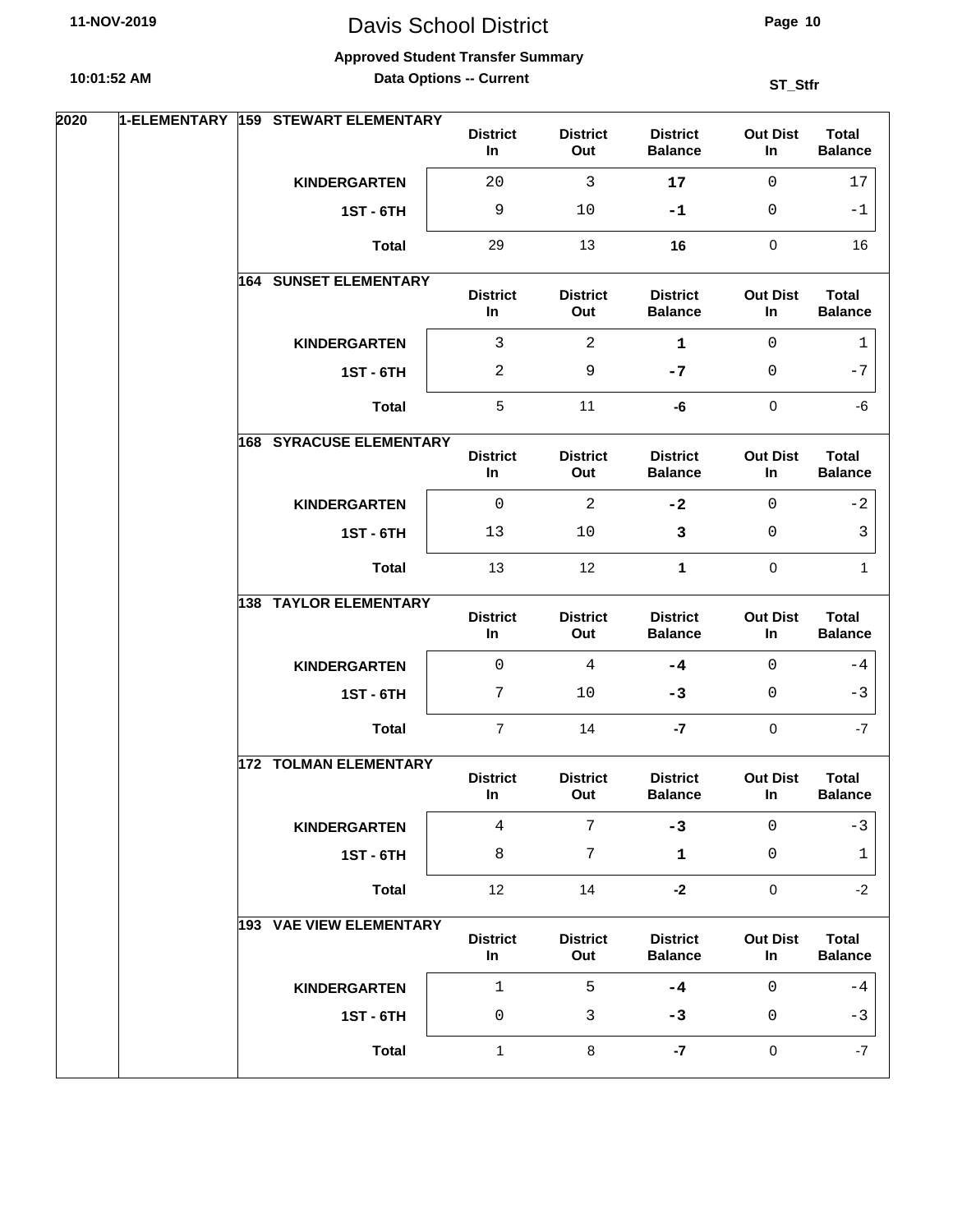# Davis School District

**Approved Student Transfer Summary**

**Data Options -- Current**

ST_Stfr

| Year | Level | School | Grade | District In | District Out | District Balance | Out Dist In | Total Balance |
|---|---|---|---|---|---|---|---|---|
| 2020 | 1-ELEMENTARY | 159 STEWART ELEMENTARY | KINDERGARTEN | 20 | 3 | **17** | 0 | 17 |
| | | | 1ST - 6TH | 9 | 10 | **-1** | 0 | -1 |
| | | | **Total** | 29 | 13 | **16** | 0 | 16 |
| | | 164 SUNSET ELEMENTARY | KINDERGARTEN | 3 | 2 | **1** | 0 | 1 |
| | | | 1ST - 6TH | 2 | 9 | **-7** | 0 | -7 |
| | | | **Total** | 5 | 11 | **-6** | 0 | -6 |
| | | 168 SYRACUSE ELEMENTARY | KINDERGARTEN | 0 | 2 | **-2** | 0 | -2 |
| | | | 1ST - 6TH | 13 | 10 | **3** | 0 | 3 |
| | | | **Total** | 13 | 12 | **1** | 0 | 1 |
| | | 138 TAYLOR ELEMENTARY | KINDERGARTEN | 0 | 4 | **-4** | 0 | -4 |
| | | | 1ST - 6TH | 7 | 10 | **-3** | 0 | -3 |
| | | | **Total** | 7 | 14 | **-7** | 0 | -7 |
| | | 172 TOLMAN ELEMENTARY | KINDERGARTEN | 4 | 7 | **-3** | 0 | -3 |
| | | | 1ST - 6TH | 8 | 7 | **1** | 0 | 1 |
| | | | **Total** | 12 | 14 | **-2** | 0 | -2 |
| | | 193 VAE VIEW ELEMENTARY | KINDERGARTEN | 1 | 5 | **-4** | 0 | -4 |
| | | | 1ST - 6TH | 0 | 3 | **-3** | 0 | -3 |
| | | | **Total** | 1 | 8 | **-7** | 0 | -7 |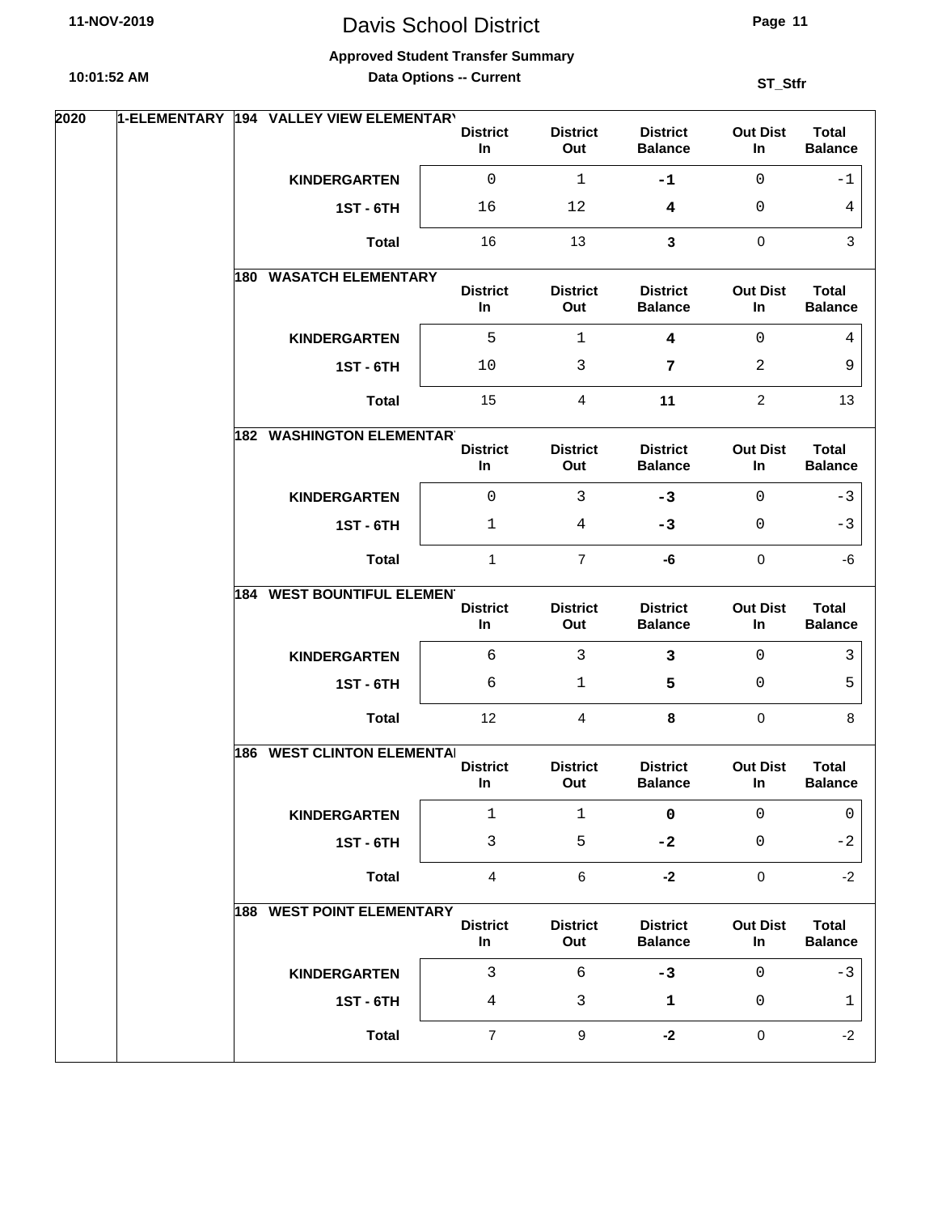# Davis School District

**Approved Student Transfer Summary**

**Data Options -- Current**

**ST_Stfr**

**2020 — 1-ELEMENTARY**

### 194 VALLEY VIEW ELEMENTARY

| | District In | District Out | District Balance | Out Dist In | Total Balance |
|---|---|---|---|---|---|
| KINDERGARTEN | 0 | 1 | -1 | 0 | -1 |
| 1ST - 6TH | 16 | 12 | 4 | 0 | 4 |
| Total | 16 | 13 | 3 | 0 | 3 |

### 180 WASATCH ELEMENTARY

| | District In | District Out | District Balance | Out Dist In | Total Balance |
|---|---|---|---|---|---|
| KINDERGARTEN | 5 | 1 | 4 | 0 | 4 |
| 1ST - 6TH | 10 | 3 | 7 | 2 | 9 |
| Total | 15 | 4 | 11 | 2 | 13 |

### 182 WASHINGTON ELEMENTARY

| | District In | District Out | District Balance | Out Dist In | Total Balance |
|---|---|---|---|---|---|
| KINDERGARTEN | 0 | 3 | -3 | 0 | -3 |
| 1ST - 6TH | 1 | 4 | -3 | 0 | -3 |
| Total | 1 | 7 | -6 | 0 | -6 |

### 184 WEST BOUNTIFUL ELEMENTARY

| | District In | District Out | District Balance | Out Dist In | Total Balance |
|---|---|---|---|---|---|
| KINDERGARTEN | 6 | 3 | 3 | 0 | 3 |
| 1ST - 6TH | 6 | 1 | 5 | 0 | 5 |
| Total | 12 | 4 | 8 | 0 | 8 |

### 186 WEST CLINTON ELEMENTARY

| | District In | District Out | District Balance | Out Dist In | Total Balance |
|---|---|---|---|---|---|
| KINDERGARTEN | 1 | 1 | 0 | 0 | 0 |
| 1ST - 6TH | 3 | 5 | -2 | 0 | -2 |
| Total | 4 | 6 | -2 | 0 | -2 |

### 188 WEST POINT ELEMENTARY

| | District In | District Out | District Balance | Out Dist In | Total Balance |
|---|---|---|---|---|---|
| KINDERGARTEN | 3 | 6 | -3 | 0 | -3 |
| 1ST - 6TH | 4 | 3 | 1 | 0 | 1 |
| Total | 7 | 9 | -2 | 0 | -2 |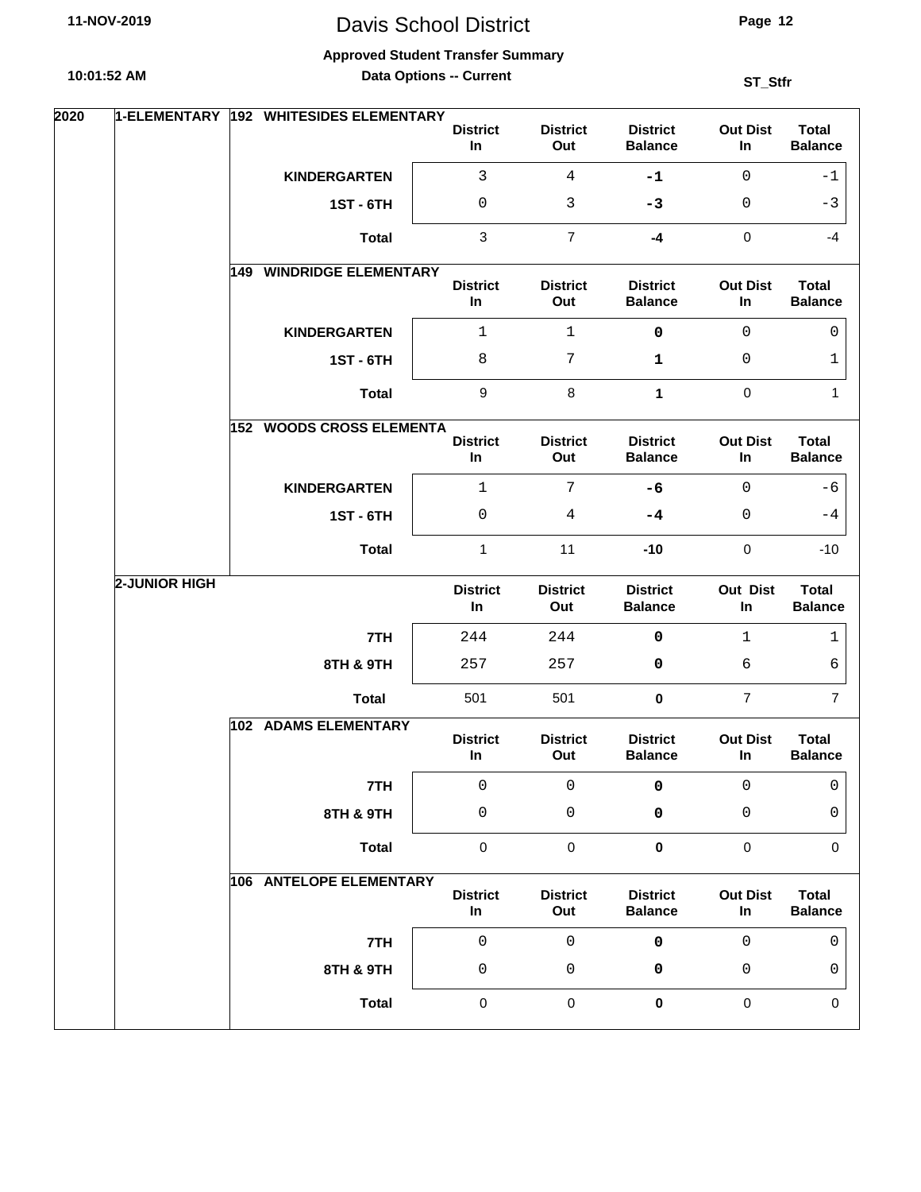# Davis School District

**Approved Student Transfer Summary**

**Data Options -- Current**

ST_Stfr

**2020** | **1-ELEMENTARY**

**192 WHITESIDES ELEMENTARY**

| | District In | District Out | District Balance | Out Dist In | Total Balance |
|---|---|---|---|---|---|
| **KINDERGARTEN** | 3 | 4 | **-1** | 0 | -1 |
| **1ST - 6TH** | 0 | 3 | **-3** | 0 | -3 |
| **Total** | 3 | 7 | **-4** | 0 | -4 |

**149 WINDRIDGE ELEMENTARY**

| | District In | District Out | District Balance | Out Dist In | Total Balance |
|---|---|---|---|---|---|
| **KINDERGARTEN** | 1 | 1 | **0** | 0 | 0 |
| **1ST - 6TH** | 8 | 7 | **1** | 0 | 1 |
| **Total** | 9 | 8 | **1** | 0 | 1 |

**152 WOODS CROSS ELEMENTA**

| | District In | District Out | District Balance | Out Dist In | Total Balance |
|---|---|---|---|---|---|
| **KINDERGARTEN** | 1 | 7 | **-6** | 0 | -6 |
| **1ST - 6TH** | 0 | 4 | **-4** | 0 | -4 |
| **Total** | 1 | 11 | **-10** | 0 | -10 |

**2-JUNIOR HIGH**

| | District In | District Out | District Balance | Out Dist In | Total Balance |
|---|---|---|---|---|---|
| **7TH** | 244 | 244 | **0** | 1 | 1 |
| **8TH & 9TH** | 257 | 257 | **0** | 6 | 6 |
| **Total** | 501 | 501 | **0** | 7 | 7 |

**102 ADAMS ELEMENTARY**

| | District In | District Out | District Balance | Out Dist In | Total Balance |
|---|---|---|---|---|---|
| **7TH** | 0 | 0 | **0** | 0 | 0 |
| **8TH & 9TH** | 0 | 0 | **0** | 0 | 0 |
| **Total** | 0 | 0 | **0** | 0 | 0 |

**106 ANTELOPE ELEMENTARY**

| | District In | District Out | District Balance | Out Dist In | Total Balance |
|---|---|---|---|---|---|
| **7TH** | 0 | 0 | **0** | 0 | 0 |
| **8TH & 9TH** | 0 | 0 | **0** | 0 | 0 |
| **Total** | 0 | 0 | **0** | 0 | 0 |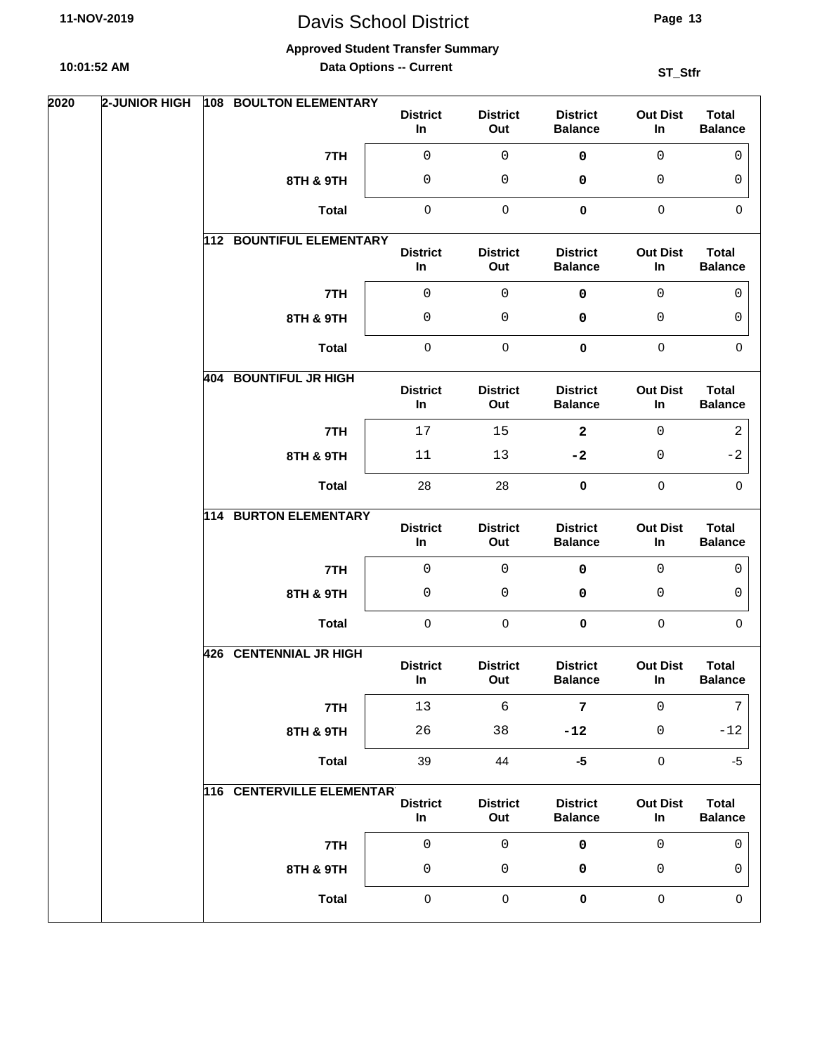# Davis School District

**Approved Student Transfer Summary**

**Data Options -- Current**

11-NOV-2019 10:01:52 AM ST_Stfr

**2020 — 2-JUNIOR HIGH**

**108 BOULTON ELEMENTARY**

| | District In | District Out | District Balance | Out Dist In | Total Balance |
|---|---|---|---|---|---|
| 7TH | 0 | 0 | **0** | 0 | 0 |
| 8TH & 9TH | 0 | 0 | **0** | 0 | 0 |
| Total | 0 | 0 | **0** | 0 | 0 |

**112 BOUNTIFUL ELEMENTARY**

| | District In | District Out | District Balance | Out Dist In | Total Balance |
|---|---|---|---|---|---|
| 7TH | 0 | 0 | **0** | 0 | 0 |
| 8TH & 9TH | 0 | 0 | **0** | 0 | 0 |
| Total | 0 | 0 | **0** | 0 | 0 |

**404 BOUNTIFUL JR HIGH**

| | District In | District Out | District Balance | Out Dist In | Total Balance |
|---|---|---|---|---|---|
| 7TH | 17 | 15 | **2** | 0 | 2 |
| 8TH & 9TH | 11 | 13 | **-2** | 0 | -2 |
| Total | 28 | 28 | **0** | 0 | 0 |

**114 BURTON ELEMENTARY**

| | District In | District Out | District Balance | Out Dist In | Total Balance |
|---|---|---|---|---|---|
| 7TH | 0 | 0 | **0** | 0 | 0 |
| 8TH & 9TH | 0 | 0 | **0** | 0 | 0 |
| Total | 0 | 0 | **0** | 0 | 0 |

**426 CENTENNIAL JR HIGH**

| | District In | District Out | District Balance | Out Dist In | Total Balance |
|---|---|---|---|---|---|
| 7TH | 13 | 6 | **7** | 0 | 7 |
| 8TH & 9TH | 26 | 38 | **-12** | 0 | -12 |
| Total | 39 | 44 | **-5** | 0 | -5 |

**116 CENTERVILLE ELEMENTARY**

| | District In | District Out | District Balance | Out Dist In | Total Balance |
|---|---|---|---|---|---|
| 7TH | 0 | 0 | **0** | 0 | 0 |
| 8TH & 9TH | 0 | 0 | **0** | 0 | 0 |
| Total | 0 | 0 | **0** | 0 | 0 |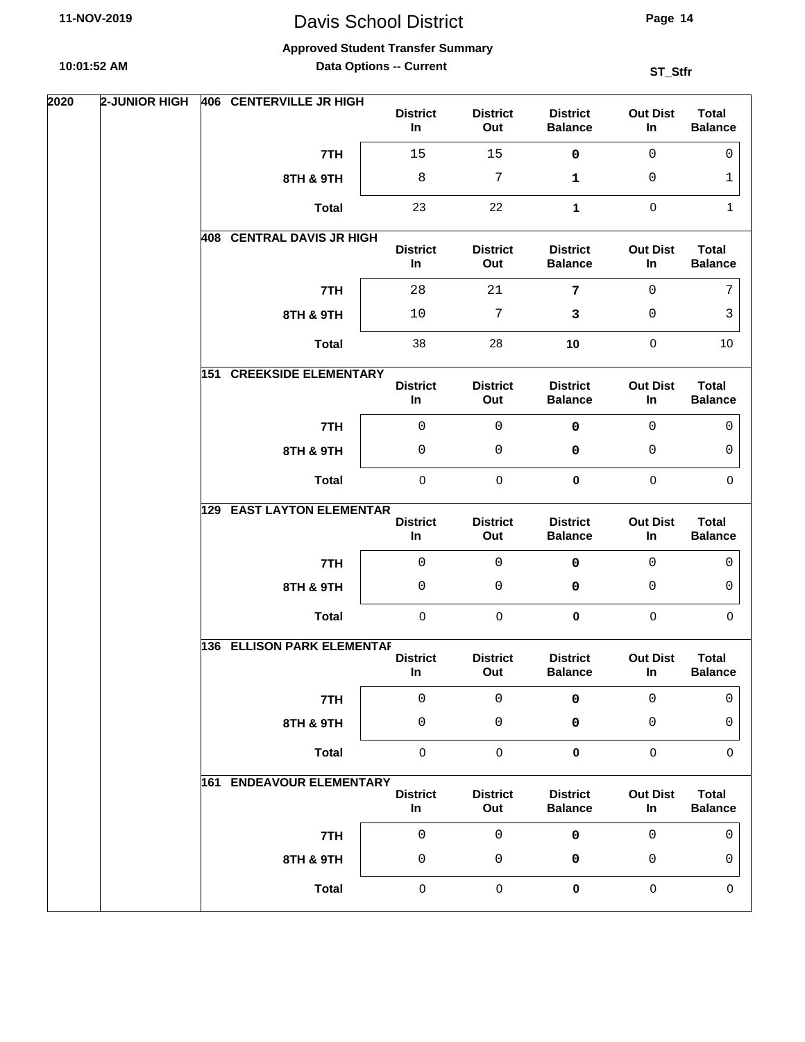# Davis School District

**Approved Student Transfer Summary**

**Data Options -- Current**

ST_Stfr

**2020** — **2-JUNIOR HIGH**

**406 CENTERVILLE JR HIGH**

| | District In | District Out | District Balance | Out Dist In | Total Balance |
|---|---|---|---|---|---|
| 7TH | 15 | 15 | **0** | 0 | 0 |
| 8TH & 9TH | 8 | 7 | **1** | 0 | 1 |
| Total | 23 | 22 | **1** | 0 | 1 |

**408 CENTRAL DAVIS JR HIGH**

| | District In | District Out | District Balance | Out Dist In | Total Balance |
|---|---|---|---|---|---|
| 7TH | 28 | 21 | **7** | 0 | 7 |
| 8TH & 9TH | 10 | 7 | **3** | 0 | 3 |
| Total | 38 | 28 | **10** | 0 | 10 |

**151 CREEKSIDE ELEMENTARY**

| | District In | District Out | District Balance | Out Dist In | Total Balance |
|---|---|---|---|---|---|
| 7TH | 0 | 0 | **0** | 0 | 0 |
| 8TH & 9TH | 0 | 0 | **0** | 0 | 0 |
| Total | 0 | 0 | **0** | 0 | 0 |

**129 EAST LAYTON ELEMENTAR**

| | District In | District Out | District Balance | Out Dist In | Total Balance |
|---|---|---|---|---|---|
| 7TH | 0 | 0 | **0** | 0 | 0 |
| 8TH & 9TH | 0 | 0 | **0** | 0 | 0 |
| Total | 0 | 0 | **0** | 0 | 0 |

**136 ELLISON PARK ELEMENTAR**

| | District In | District Out | District Balance | Out Dist In | Total Balance |
|---|---|---|---|---|---|
| 7TH | 0 | 0 | **0** | 0 | 0 |
| 8TH & 9TH | 0 | 0 | **0** | 0 | 0 |
| Total | 0 | 0 | **0** | 0 | 0 |

**161 ENDEAVOUR ELEMENTARY**

| | District In | District Out | District Balance | Out Dist In | Total Balance |
|---|---|---|---|---|---|
| 7TH | 0 | 0 | **0** | 0 | 0 |
| 8TH & 9TH | 0 | 0 | **0** | 0 | 0 |
| Total | 0 | 0 | **0** | 0 | 0 |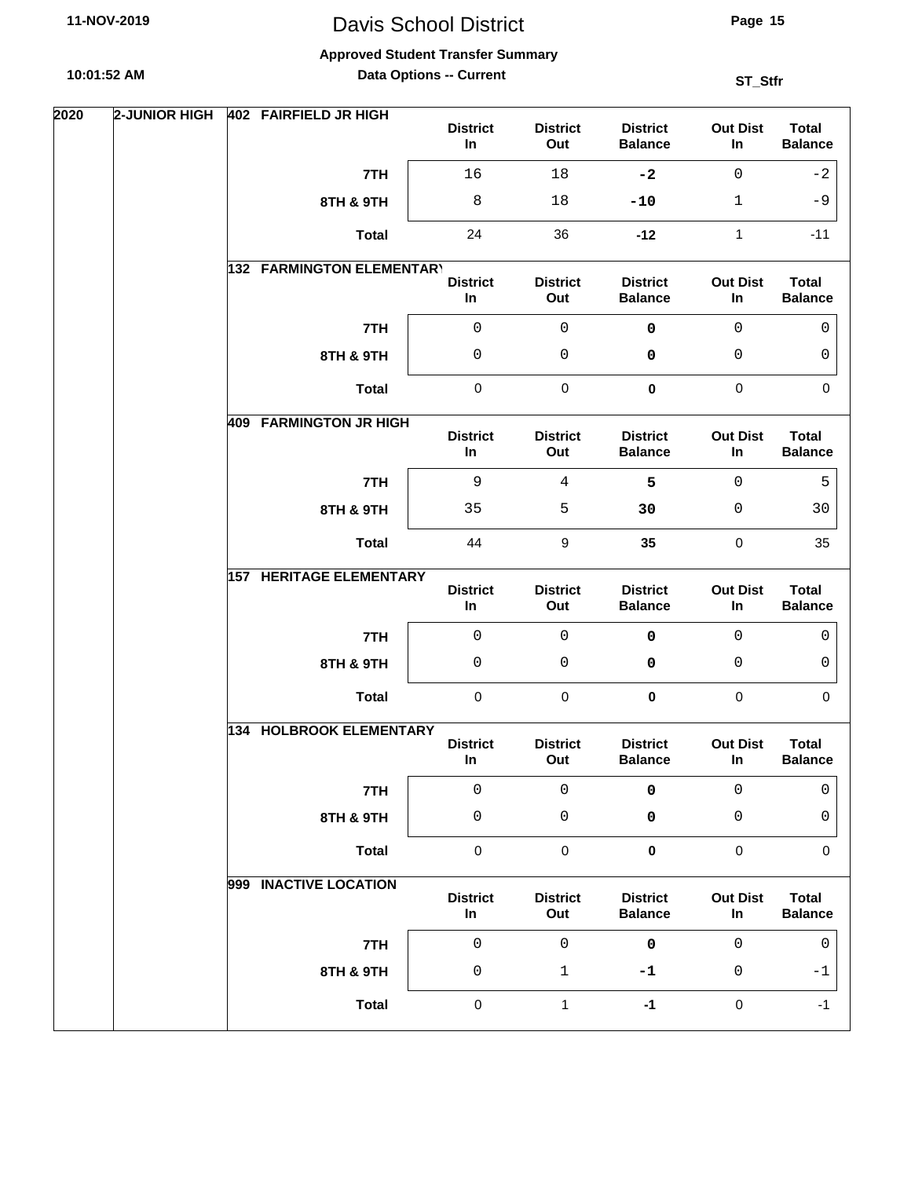# Davis School District

**Approved Student Transfer Summary**

**Data Options -- Current**

**ST_Stfr**

**2020 — 2-JUNIOR HIGH**

**402 FAIRFIELD JR HIGH**

| | District In | District Out | District Balance | Out Dist In | Total Balance |
|---|---|---|---|---|---|
| 7TH | 16 | 18 | **-2** | 0 | -2 |
| 8TH & 9TH | 8 | 18 | **-10** | 1 | -9 |
| **Total** | 24 | 36 | **-12** | 1 | -11 |

**132 FARMINGTON ELEMENTARY**

| | District In | District Out | District Balance | Out Dist In | Total Balance |
|---|---|---|---|---|---|
| 7TH | 0 | 0 | **0** | 0 | 0 |
| 8TH & 9TH | 0 | 0 | **0** | 0 | 0 |
| **Total** | 0 | 0 | **0** | 0 | 0 |

**409 FARMINGTON JR HIGH**

| | District In | District Out | District Balance | Out Dist In | Total Balance |
|---|---|---|---|---|---|
| 7TH | 9 | 4 | **5** | 0 | 5 |
| 8TH & 9TH | 35 | 5 | **30** | 0 | 30 |
| **Total** | 44 | 9 | **35** | 0 | 35 |

**157 HERITAGE ELEMENTARY**

| | District In | District Out | District Balance | Out Dist In | Total Balance |
|---|---|---|---|---|---|
| 7TH | 0 | 0 | **0** | 0 | 0 |
| 8TH & 9TH | 0 | 0 | **0** | 0 | 0 |
| **Total** | 0 | 0 | **0** | 0 | 0 |

**134 HOLBROOK ELEMENTARY**

| | District In | District Out | District Balance | Out Dist In | Total Balance |
|---|---|---|---|---|---|
| 7TH | 0 | 0 | **0** | 0 | 0 |
| 8TH & 9TH | 0 | 0 | **0** | 0 | 0 |
| **Total** | 0 | 0 | **0** | 0 | 0 |

**999 INACTIVE LOCATION**

| | District In | District Out | District Balance | Out Dist In | Total Balance |
|---|---|---|---|---|---|
| 7TH | 0 | 0 | **0** | 0 | 0 |
| 8TH & 9TH | 0 | 1 | **-1** | 0 | -1 |
| **Total** | 0 | 1 | **-1** | 0 | -1 |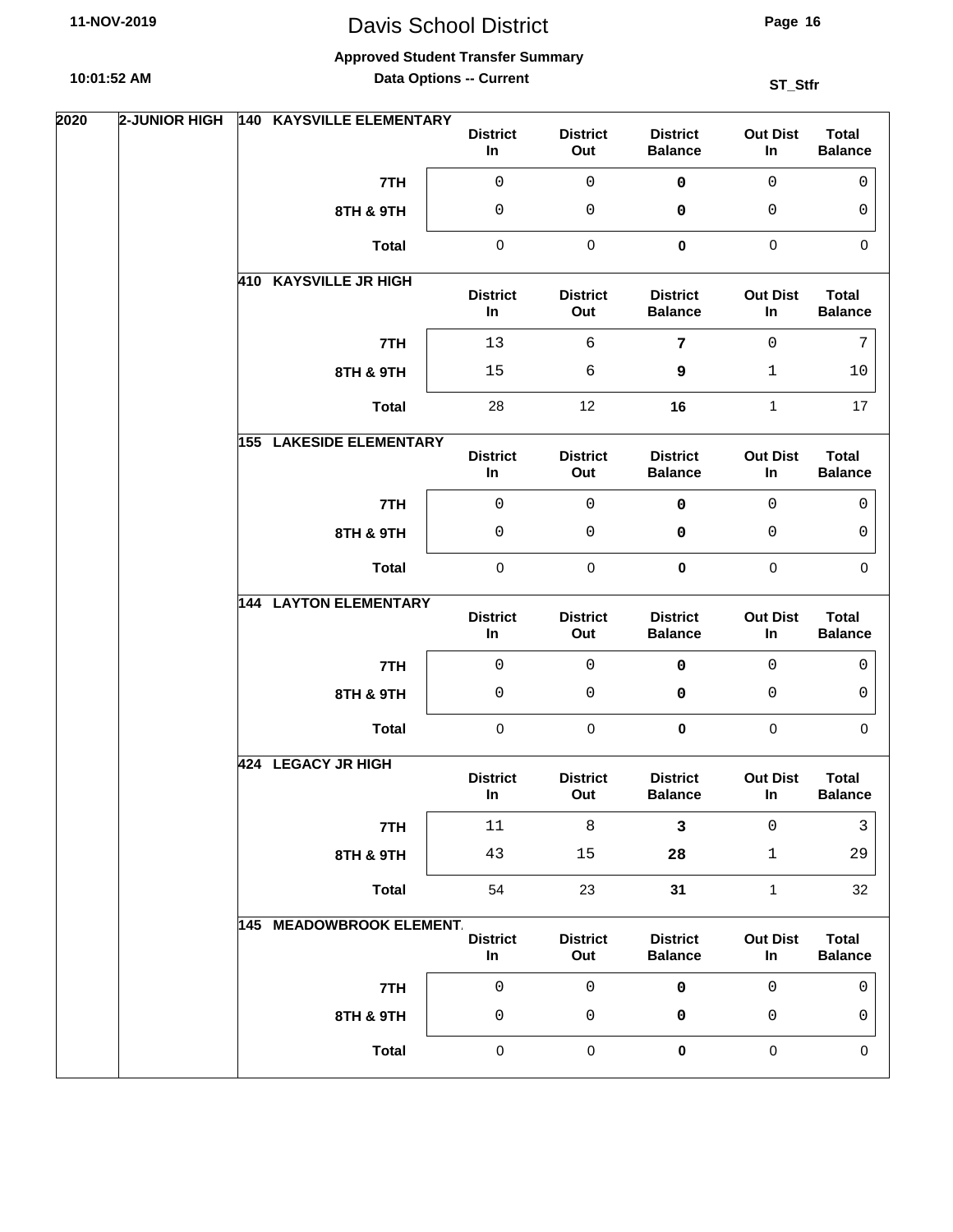# Davis School District

**Approved Student Transfer Summary**

**Data Options -- Current**

**ST_Stfr**

**2020 — 2-JUNIOR HIGH**

**140 KAYSVILLE ELEMENTARY**

| | District In | District Out | District Balance | Out Dist In | Total Balance |
|---|---|---|---|---|---|
| 7TH | 0 | 0 | **0** | 0 | 0 |
| 8TH & 9TH | 0 | 0 | **0** | 0 | 0 |
| **Total** | 0 | 0 | **0** | 0 | 0 |

**410 KAYSVILLE JR HIGH**

| | District In | District Out | District Balance | Out Dist In | Total Balance |
|---|---|---|---|---|---|
| 7TH | 13 | 6 | **7** | 0 | 7 |
| 8TH & 9TH | 15 | 6 | **9** | 1 | 10 |
| **Total** | 28 | 12 | **16** | 1 | 17 |

**155 LAKESIDE ELEMENTARY**

| | District In | District Out | District Balance | Out Dist In | Total Balance |
|---|---|---|---|---|---|
| 7TH | 0 | 0 | **0** | 0 | 0 |
| 8TH & 9TH | 0 | 0 | **0** | 0 | 0 |
| **Total** | 0 | 0 | **0** | 0 | 0 |

**144 LAYTON ELEMENTARY**

| | District In | District Out | District Balance | Out Dist In | Total Balance |
|---|---|---|---|---|---|
| 7TH | 0 | 0 | **0** | 0 | 0 |
| 8TH & 9TH | 0 | 0 | **0** | 0 | 0 |
| **Total** | 0 | 0 | **0** | 0 | 0 |

**424 LEGACY JR HIGH**

| | District In | District Out | District Balance | Out Dist In | Total Balance |
|---|---|---|---|---|---|
| 7TH | 11 | 8 | **3** | 0 | 3 |
| 8TH & 9TH | 43 | 15 | **28** | 1 | 29 |
| **Total** | 54 | 23 | **31** | 1 | 32 |

**145 MEADOWBROOK ELEMENT.**

| | District In | District Out | District Balance | Out Dist In | Total Balance |
|---|---|---|---|---|---|
| 7TH | 0 | 0 | **0** | 0 | 0 |
| 8TH & 9TH | 0 | 0 | **0** | 0 | 0 |
| **Total** | 0 | 0 | **0** | 0 | 0 |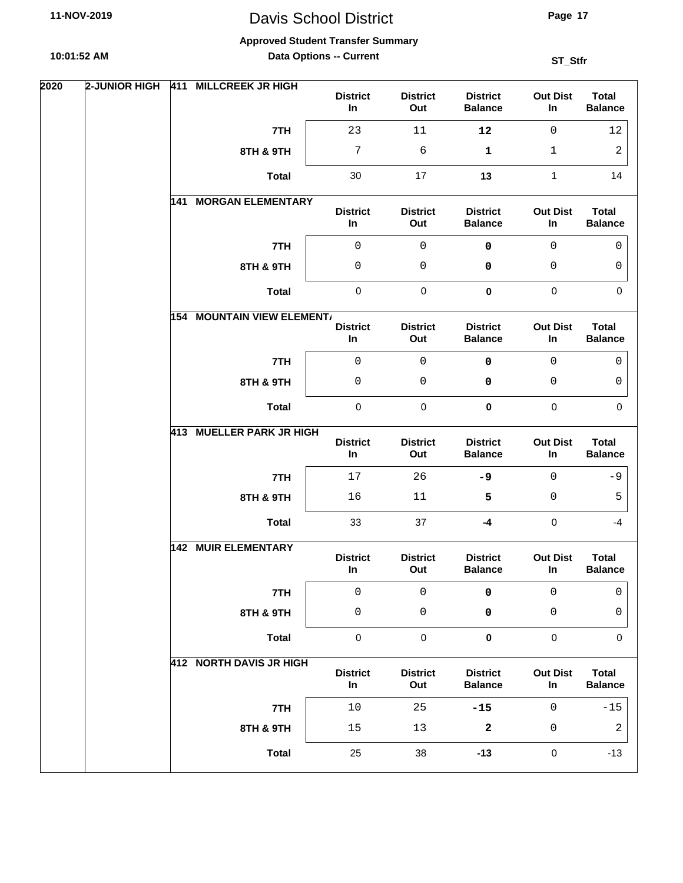# Davis School District

**Approved Student Transfer Summary**

**Data Options -- Current**

**ST_Stfr**

**2020 — 2-JUNIOR HIGH**

**411 MILLCREEK JR HIGH**

| | District In | District Out | District Balance | Out Dist In | Total Balance |
|---|---|---|---|---|---|
| **7TH** | 23 | 11 | **12** | 0 | 12 |
| **8TH & 9TH** | 7 | 6 | **1** | 1 | 2 |
| **Total** | 30 | 17 | **13** | 1 | 14 |

**141 MORGAN ELEMENTARY**

| | District In | District Out | District Balance | Out Dist In | Total Balance |
|---|---|---|---|---|---|
| **7TH** | 0 | 0 | **0** | 0 | 0 |
| **8TH & 9TH** | 0 | 0 | **0** | 0 | 0 |
| **Total** | 0 | 0 | **0** | 0 | 0 |

**154 MOUNTAIN VIEW ELEMENT/**

| | District In | District Out | District Balance | Out Dist In | Total Balance |
|---|---|---|---|---|---|
| **7TH** | 0 | 0 | **0** | 0 | 0 |
| **8TH & 9TH** | 0 | 0 | **0** | 0 | 0 |
| **Total** | 0 | 0 | **0** | 0 | 0 |

**413 MUELLER PARK JR HIGH**

| | District In | District Out | District Balance | Out Dist In | Total Balance |
|---|---|---|---|---|---|
| **7TH** | 17 | 26 | **-9** | 0 | -9 |
| **8TH & 9TH** | 16 | 11 | **5** | 0 | 5 |
| **Total** | 33 | 37 | **-4** | 0 | -4 |

**142 MUIR ELEMENTARY**

| | District In | District Out | District Balance | Out Dist In | Total Balance |
|---|---|---|---|---|---|
| **7TH** | 0 | 0 | **0** | 0 | 0 |
| **8TH & 9TH** | 0 | 0 | **0** | 0 | 0 |
| **Total** | 0 | 0 | **0** | 0 | 0 |

**412 NORTH DAVIS JR HIGH**

| | District In | District Out | District Balance | Out Dist In | Total Balance |
|---|---|---|---|---|---|
| **7TH** | 10 | 25 | **-15** | 0 | -15 |
| **8TH & 9TH** | 15 | 13 | **2** | 0 | 2 |
| **Total** | 25 | 38 | **-13** | 0 | -13 |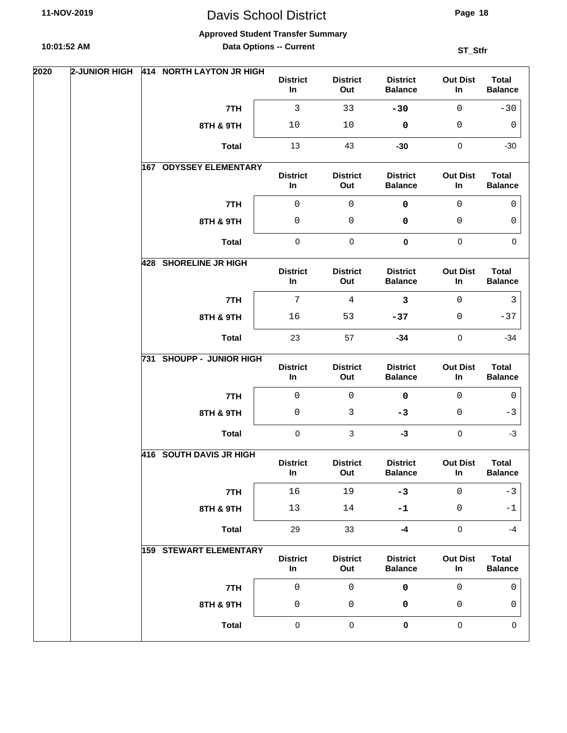# Davis School District

**Approved Student Transfer Summary**

**Data Options -- Current**

**ST_Stfr**

| Year | Level | School | Grade | District In | District Out | District Balance | Out Dist In | Total Balance |
|---|---|---|---|---|---|---|---|---|
| 2020 | 2-JUNIOR HIGH | 414 NORTH LAYTON JR HIGH | 7TH | 3 | 33 | -30 | 0 | -30 |
| | | | 8TH & 9TH | 10 | 10 | 0 | 0 | 0 |
| | | | Total | 13 | 43 | -30 | 0 | -30 |
| | | 167 ODYSSEY ELEMENTARY | 7TH | 0 | 0 | 0 | 0 | 0 |
| | | | 8TH & 9TH | 0 | 0 | 0 | 0 | 0 |
| | | | Total | 0 | 0 | 0 | 0 | 0 |
| | | 428 SHORELINE JR HIGH | 7TH | 7 | 4 | 3 | 0 | 3 |
| | | | 8TH & 9TH | 16 | 53 | -37 | 0 | -37 |
| | | | Total | 23 | 57 | -34 | 0 | -34 |
| | | 731 SHOUPP - JUNIOR HIGH | 7TH | 0 | 0 | 0 | 0 | 0 |
| | | | 8TH & 9TH | 0 | 3 | -3 | 0 | -3 |
| | | | Total | 0 | 3 | -3 | 0 | -3 |
| | | 416 SOUTH DAVIS JR HIGH | 7TH | 16 | 19 | -3 | 0 | -3 |
| | | | 8TH & 9TH | 13 | 14 | -1 | 0 | -1 |
| | | | Total | 29 | 33 | -4 | 0 | -4 |
| | | 159 STEWART ELEMENTARY | 7TH | 0 | 0 | 0 | 0 | 0 |
| | | | 8TH & 9TH | 0 | 0 | 0 | 0 | 0 |
| | | | Total | 0 | 0 | 0 | 0 | 0 |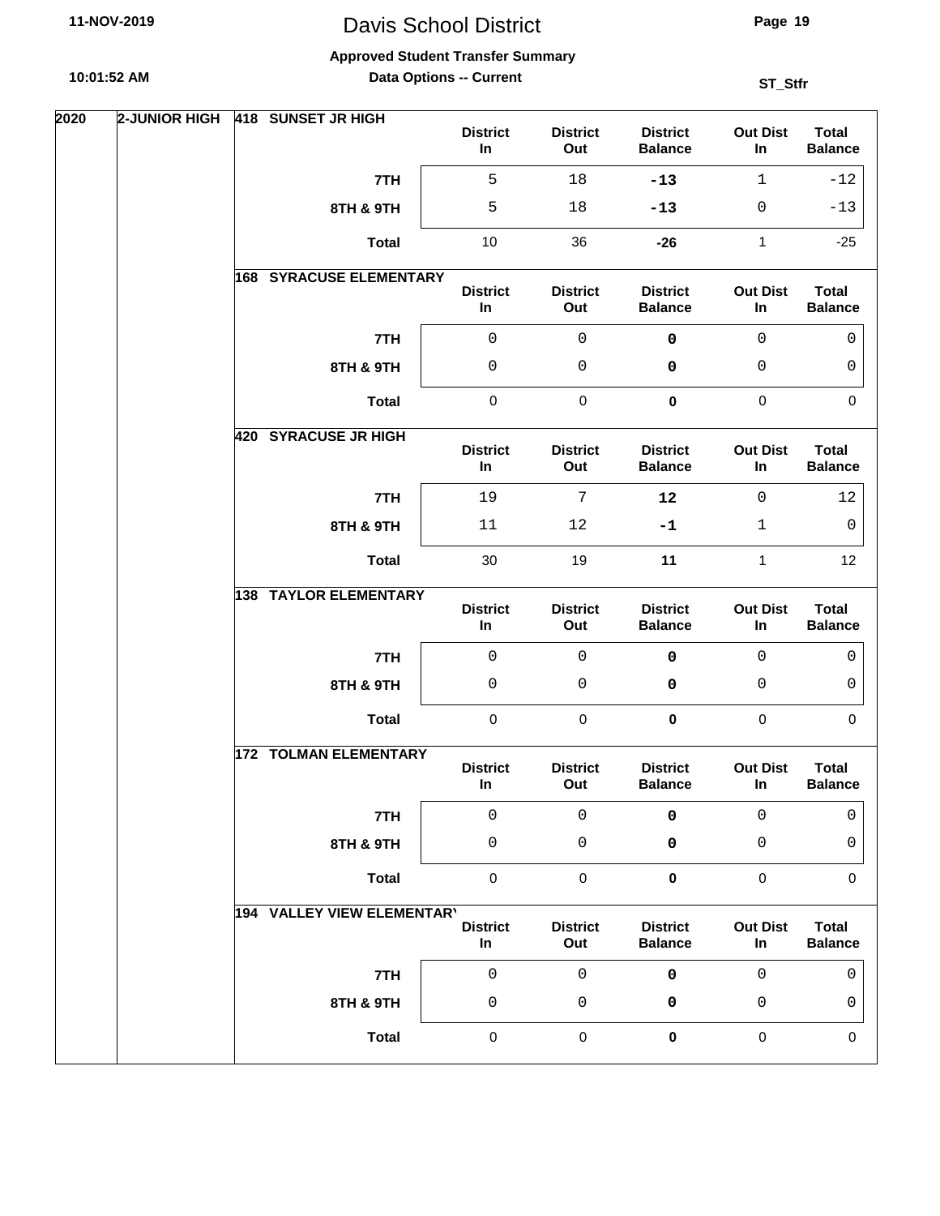# Davis School District

**Approved Student Transfer Summary**

**Data Options -- Current**

ST_Stfr

**2020 — 2-JUNIOR HIGH**

**418 SUNSET JR HIGH**

| | District In | District Out | District Balance | Out Dist In | Total Balance |
|---|---|---|---|---|---|
| 7TH | 5 | 18 | **-13** | 1 | -12 |
| 8TH & 9TH | 5 | 18 | **-13** | 0 | -13 |
| **Total** | 10 | 36 | **-26** | 1 | -25 |

**168 SYRACUSE ELEMENTARY**

| | District In | District Out | District Balance | Out Dist In | Total Balance |
|---|---|---|---|---|---|
| 7TH | 0 | 0 | **0** | 0 | 0 |
| 8TH & 9TH | 0 | 0 | **0** | 0 | 0 |
| **Total** | 0 | 0 | **0** | 0 | 0 |

**420 SYRACUSE JR HIGH**

| | District In | District Out | District Balance | Out Dist In | Total Balance |
|---|---|---|---|---|---|
| 7TH | 19 | 7 | **12** | 0 | 12 |
| 8TH & 9TH | 11 | 12 | **-1** | 1 | 0 |
| **Total** | 30 | 19 | **11** | 1 | 12 |

**138 TAYLOR ELEMENTARY**

| | District In | District Out | District Balance | Out Dist In | Total Balance |
|---|---|---|---|---|---|
| 7TH | 0 | 0 | **0** | 0 | 0 |
| 8TH & 9TH | 0 | 0 | **0** | 0 | 0 |
| **Total** | 0 | 0 | **0** | 0 | 0 |

**172 TOLMAN ELEMENTARY**

| | District In | District Out | District Balance | Out Dist In | Total Balance |
|---|---|---|---|---|---|
| 7TH | 0 | 0 | **0** | 0 | 0 |
| 8TH & 9TH | 0 | 0 | **0** | 0 | 0 |
| **Total** | 0 | 0 | **0** | 0 | 0 |

**194 VALLEY VIEW ELEMENTARY**

| | District In | District Out | District Balance | Out Dist In | Total Balance |
|---|---|---|---|---|---|
| 7TH | 0 | 0 | **0** | 0 | 0 |
| 8TH & 9TH | 0 | 0 | **0** | 0 | 0 |
| **Total** | 0 | 0 | **0** | 0 | 0 |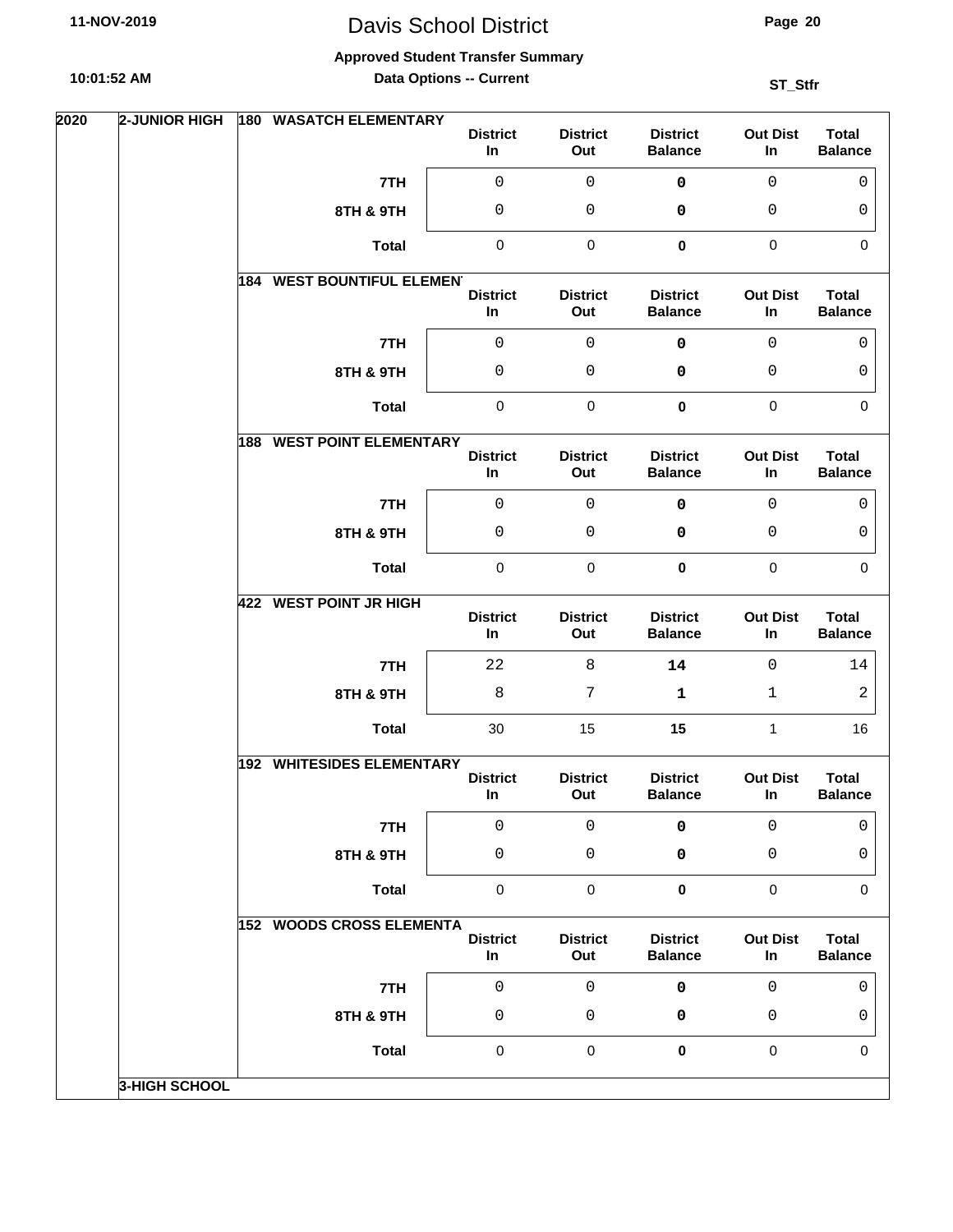# Davis School District

**Approved Student Transfer Summary**

**Data Options -- Current**

ST_Stfr

**2020** | **2-JUNIOR HIGH**

**180 WASATCH ELEMENTARY**

| | District In | District Out | District Balance | Out Dist In | Total Balance |
|---|---|---|---|---|---|
| 7TH | 0 | 0 | **0** | 0 | 0 |
| 8TH & 9TH | 0 | 0 | **0** | 0 | 0 |
| Total | 0 | 0 | **0** | 0 | 0 |

**184 WEST BOUNTIFUL ELEMENT**

| | District In | District Out | District Balance | Out Dist In | Total Balance |
|---|---|---|---|---|---|
| 7TH | 0 | 0 | **0** | 0 | 0 |
| 8TH & 9TH | 0 | 0 | **0** | 0 | 0 |
| Total | 0 | 0 | **0** | 0 | 0 |

**188 WEST POINT ELEMENTARY**

| | District In | District Out | District Balance | Out Dist In | Total Balance |
|---|---|---|---|---|---|
| 7TH | 0 | 0 | **0** | 0 | 0 |
| 8TH & 9TH | 0 | 0 | **0** | 0 | 0 |
| Total | 0 | 0 | **0** | 0 | 0 |

**422 WEST POINT JR HIGH**

| | District In | District Out | District Balance | Out Dist In | Total Balance |
|---|---|---|---|---|---|
| 7TH | 22 | 8 | **14** | 0 | 14 |
| 8TH & 9TH | 8 | 7 | **1** | 1 | 2 |
| Total | 30 | 15 | **15** | 1 | 16 |

**192 WHITESIDES ELEMENTARY**

| | District In | District Out | District Balance | Out Dist In | Total Balance |
|---|---|---|---|---|---|
| 7TH | 0 | 0 | **0** | 0 | 0 |
| 8TH & 9TH | 0 | 0 | **0** | 0 | 0 |
| Total | 0 | 0 | **0** | 0 | 0 |

**152 WOODS CROSS ELEMENTA**

| | District In | District Out | District Balance | Out Dist In | Total Balance |
|---|---|---|---|---|---|
| 7TH | 0 | 0 | **0** | 0 | 0 |
| 8TH & 9TH | 0 | 0 | **0** | 0 | 0 |
| Total | 0 | 0 | **0** | 0 | 0 |

**3-HIGH SCHOOL**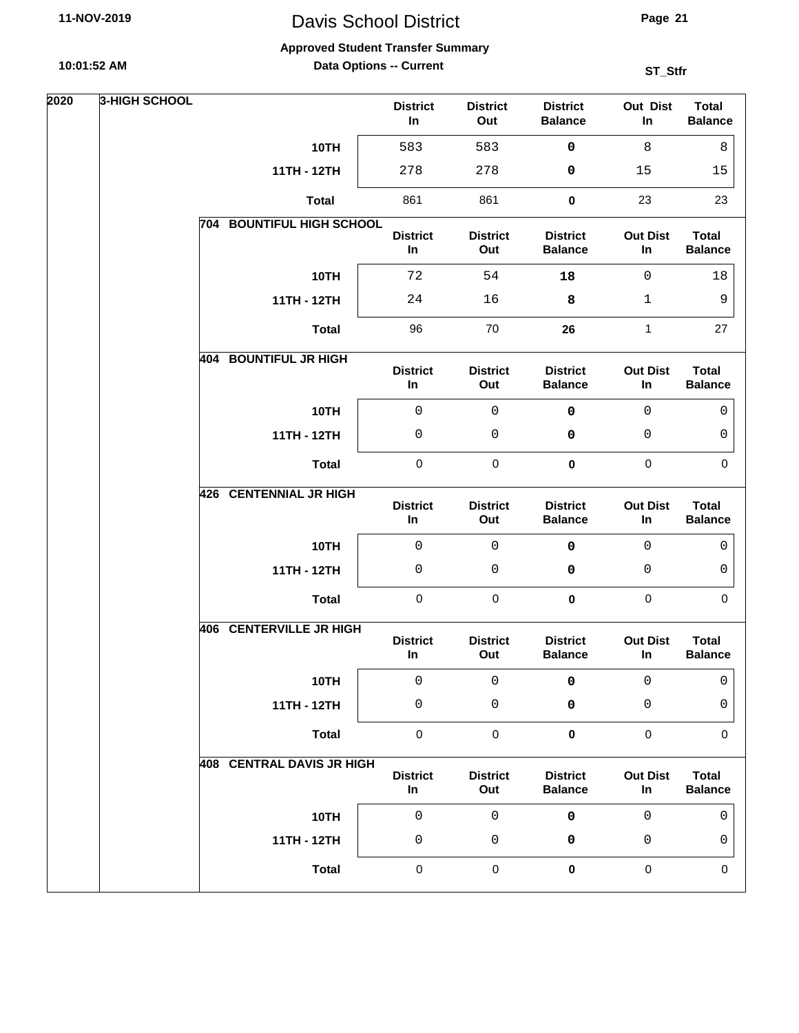# Davis School District

**Approved Student Transfer Summary**

**Data Options -- Current**

**ST_Stfr**

**2020** | **3-HIGH SCHOOL**

| | District In | District Out | District Balance | Out Dist In | Total Balance |
|---|---|---|---|---|---|
| **10TH** | 583 | 583 | **0** | 8 | 8 |
| **11TH - 12TH** | 278 | 278 | **0** | 15 | 15 |
| **Total** | 861 | 861 | **0** | 23 | 23 |

**704 BOUNTIFUL HIGH SCHOOL**

| | District In | District Out | District Balance | Out Dist In | Total Balance |
|---|---|---|---|---|---|
| **10TH** | 72 | 54 | **18** | 0 | 18 |
| **11TH - 12TH** | 24 | 16 | **8** | 1 | 9 |
| **Total** | 96 | 70 | **26** | 1 | 27 |

**404 BOUNTIFUL JR HIGH**

| | District In | District Out | District Balance | Out Dist In | Total Balance |
|---|---|---|---|---|---|
| **10TH** | 0 | 0 | **0** | 0 | 0 |
| **11TH - 12TH** | 0 | 0 | **0** | 0 | 0 |
| **Total** | 0 | 0 | **0** | 0 | 0 |

**426 CENTENNIAL JR HIGH**

| | District In | District Out | District Balance | Out Dist In | Total Balance |
|---|---|---|---|---|---|
| **10TH** | 0 | 0 | **0** | 0 | 0 |
| **11TH - 12TH** | 0 | 0 | **0** | 0 | 0 |
| **Total** | 0 | 0 | **0** | 0 | 0 |

**406 CENTERVILLE JR HIGH**

| | District In | District Out | District Balance | Out Dist In | Total Balance |
|---|---|---|---|---|---|
| **10TH** | 0 | 0 | **0** | 0 | 0 |
| **11TH - 12TH** | 0 | 0 | **0** | 0 | 0 |
| **Total** | 0 | 0 | **0** | 0 | 0 |

**408 CENTRAL DAVIS JR HIGH**

| | District In | District Out | District Balance | Out Dist In | Total Balance |
|---|---|---|---|---|---|
| **10TH** | 0 | 0 | **0** | 0 | 0 |
| **11TH - 12TH** | 0 | 0 | **0** | 0 | 0 |
| **Total** | 0 | 0 | **0** | 0 | 0 |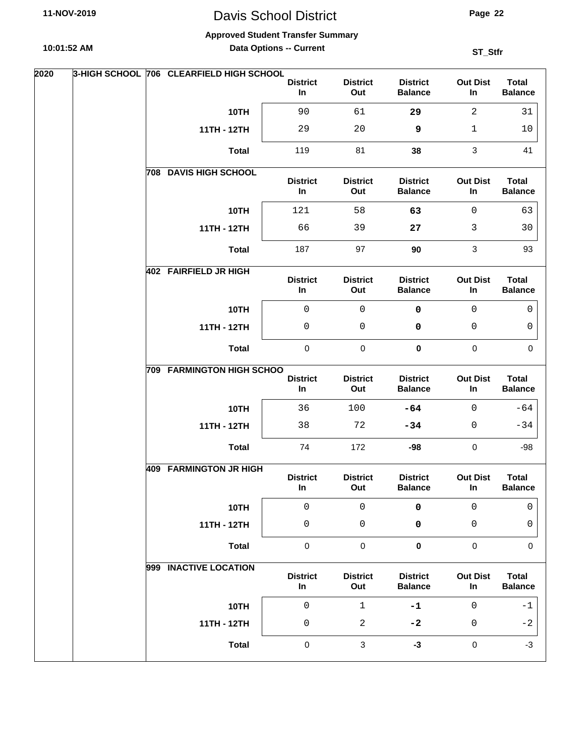# Davis School District

**Approved Student Transfer Summary**

**Data Options -- Current**

ST_Stfr

**2020 — 3-HIGH SCHOOL**

**706 CLEARFIELD HIGH SCHOOL**

| | District In | District Out | District Balance | Out Dist In | Total Balance |
|---|---|---|---|---|---|
| **10TH** | 90 | 61 | **29** | 2 | 31 |
| **11TH - 12TH** | 29 | 20 | **9** | 1 | 10 |
| **Total** | 119 | 81 | **38** | 3 | 41 |

**708 DAVIS HIGH SCHOOL**

| | District In | District Out | District Balance | Out Dist In | Total Balance |
|---|---|---|---|---|---|
| **10TH** | 121 | 58 | **63** | 0 | 63 |
| **11TH - 12TH** | 66 | 39 | **27** | 3 | 30 |
| **Total** | 187 | 97 | **90** | 3 | 93 |

**402 FAIRFIELD JR HIGH**

| | District In | District Out | District Balance | Out Dist In | Total Balance |
|---|---|---|---|---|---|
| **10TH** | 0 | 0 | **0** | 0 | 0 |
| **11TH - 12TH** | 0 | 0 | **0** | 0 | 0 |
| **Total** | 0 | 0 | **0** | 0 | 0 |

**709 FARMINGTON HIGH SCHOO**

| | District In | District Out | District Balance | Out Dist In | Total Balance |
|---|---|---|---|---|---|
| **10TH** | 36 | 100 | **-64** | 0 | -64 |
| **11TH - 12TH** | 38 | 72 | **-34** | 0 | -34 |
| **Total** | 74 | 172 | **-98** | 0 | -98 |

**409 FARMINGTON JR HIGH**

| | District In | District Out | District Balance | Out Dist In | Total Balance |
|---|---|---|---|---|---|
| **10TH** | 0 | 0 | **0** | 0 | 0 |
| **11TH - 12TH** | 0 | 0 | **0** | 0 | 0 |
| **Total** | 0 | 0 | **0** | 0 | 0 |

**999 INACTIVE LOCATION**

| | District In | District Out | District Balance | Out Dist In | Total Balance |
|---|---|---|---|---|---|
| **10TH** | 0 | 1 | **-1** | 0 | -1 |
| **11TH - 12TH** | 0 | 2 | **-2** | 0 | -2 |
| **Total** | 0 | 3 | **-3** | 0 | -3 |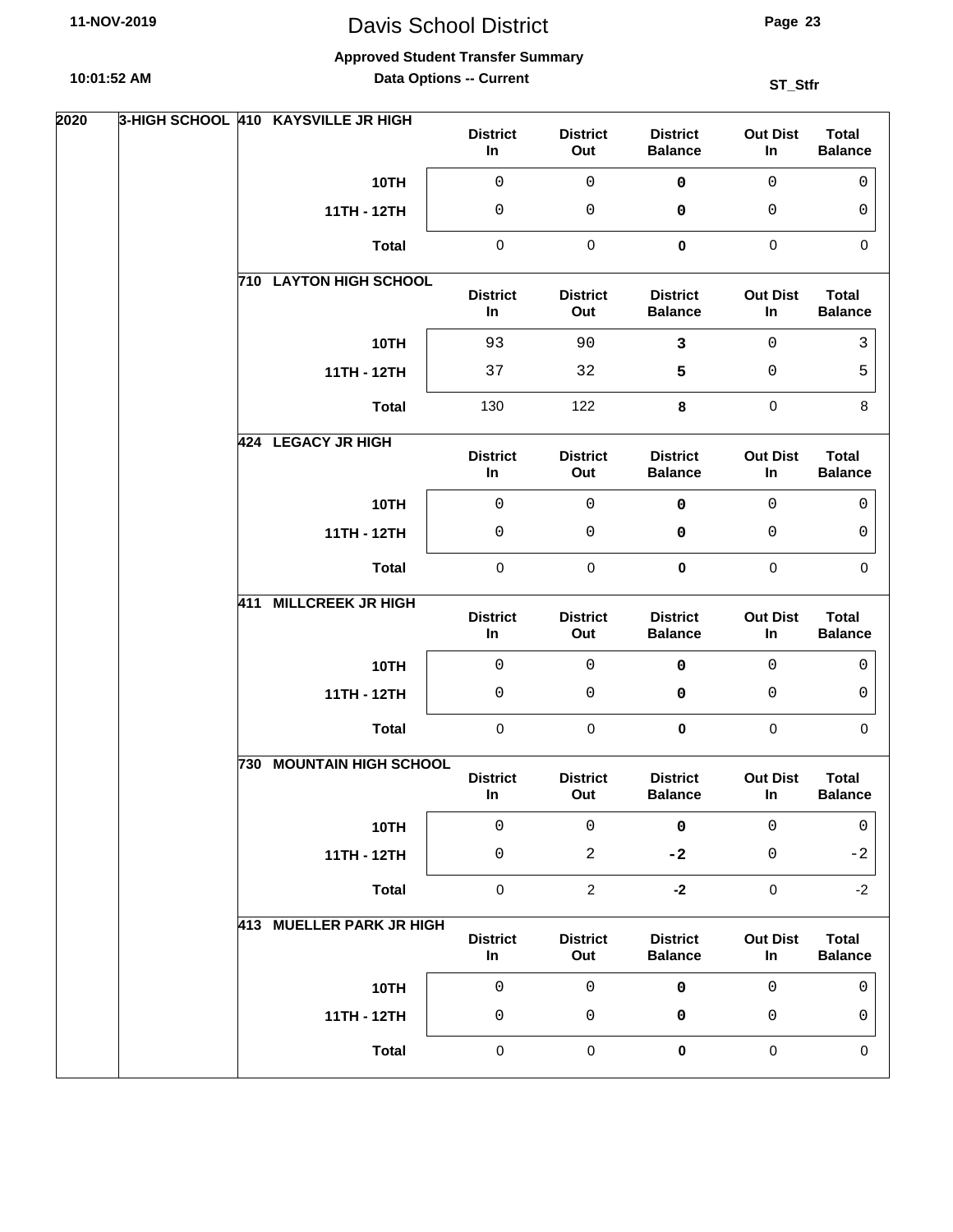# Davis School District

**Approved Student Transfer Summary**

**Data Options -- Current**

11-NOV-2019 10:01:52 AM

ST_Stfr

**2020 — 3-HIGH SCHOOL**

**410 KAYSVILLE JR HIGH**

| | District In | District Out | District Balance | Out Dist In | Total Balance |
|---|---|---|---|---|---|
| **10TH** | 0 | 0 | **0** | 0 | 0 |
| **11TH - 12TH** | 0 | 0 | **0** | 0 | 0 |
| **Total** | 0 | 0 | **0** | 0 | 0 |

**710 LAYTON HIGH SCHOOL**

| | District In | District Out | District Balance | Out Dist In | Total Balance |
|---|---|---|---|---|---|
| **10TH** | 93 | 90 | **3** | 0 | 3 |
| **11TH - 12TH** | 37 | 32 | **5** | 0 | 5 |
| **Total** | 130 | 122 | **8** | 0 | 8 |

**424 LEGACY JR HIGH**

| | District In | District Out | District Balance | Out Dist In | Total Balance |
|---|---|---|---|---|---|
| **10TH** | 0 | 0 | **0** | 0 | 0 |
| **11TH - 12TH** | 0 | 0 | **0** | 0 | 0 |
| **Total** | 0 | 0 | **0** | 0 | 0 |

**411 MILLCREEK JR HIGH**

| | District In | District Out | District Balance | Out Dist In | Total Balance |
|---|---|---|---|---|---|
| **10TH** | 0 | 0 | **0** | 0 | 0 |
| **11TH - 12TH** | 0 | 0 | **0** | 0 | 0 |
| **Total** | 0 | 0 | **0** | 0 | 0 |

**730 MOUNTAIN HIGH SCHOOL**

| | District In | District Out | District Balance | Out Dist In | Total Balance |
|---|---|---|---|---|---|
| **10TH** | 0 | 0 | **0** | 0 | 0 |
| **11TH - 12TH** | 0 | 2 | **-2** | 0 | -2 |
| **Total** | 0 | 2 | **-2** | 0 | -2 |

**413 MUELLER PARK JR HIGH**

| | District In | District Out | District Balance | Out Dist In | Total Balance |
|---|---|---|---|---|---|
| **10TH** | 0 | 0 | **0** | 0 | 0 |
| **11TH - 12TH** | 0 | 0 | **0** | 0 | 0 |
| **Total** | 0 | 0 | **0** | 0 | 0 |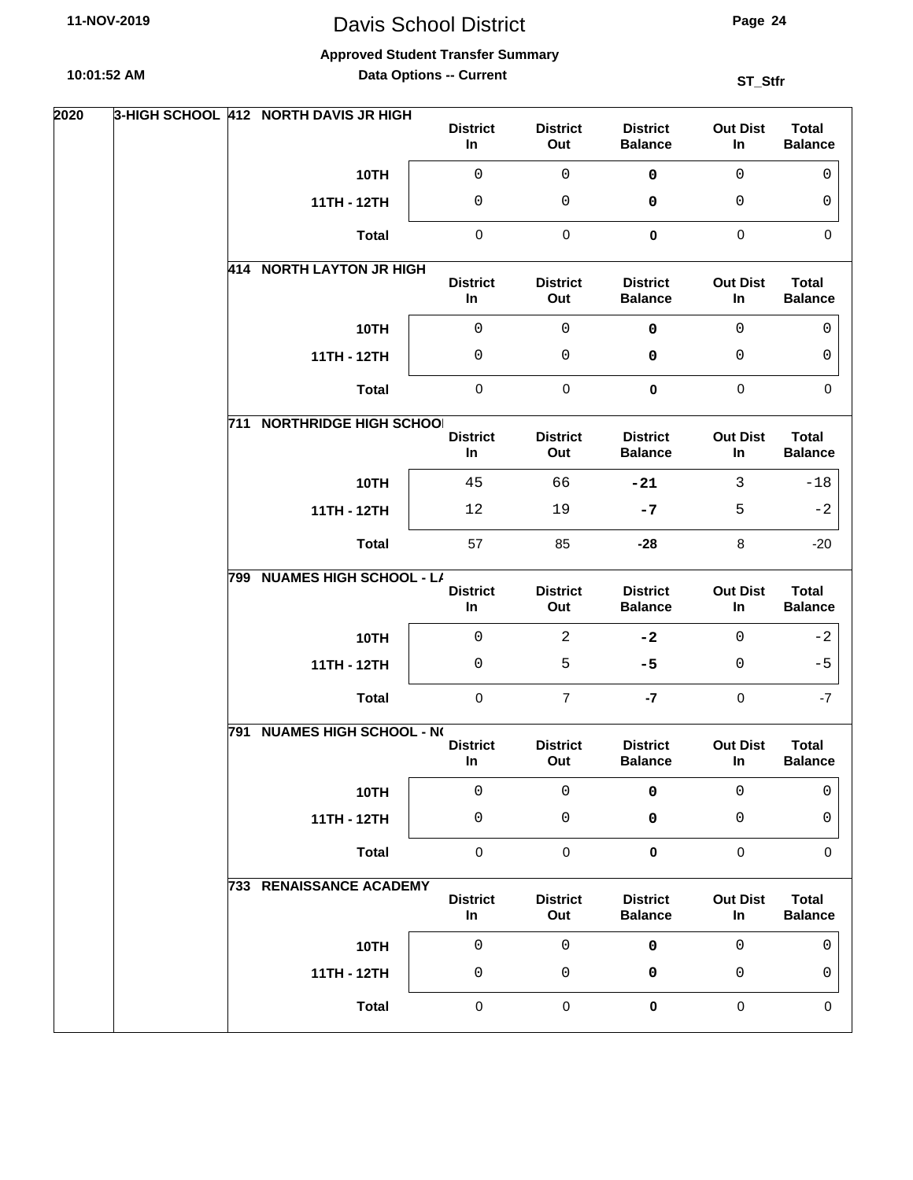# Davis School District

**Approved Student Transfer Summary**

**Data Options -- Current**

ST_Stfr

| Year | Level | School | Grade | District In | District Out | District Balance | Out Dist In | Total Balance |
|---|---|---|---|---|---|---|---|---|
| 2020 | 3-HIGH SCHOOL | 412 NORTH DAVIS JR HIGH | 10TH | 0 | 0 | **0** | 0 | 0 |
| | | | 11TH - 12TH | 0 | 0 | **0** | 0 | 0 |
| | | | **Total** | 0 | 0 | **0** | 0 | 0 |
| | | 414 NORTH LAYTON JR HIGH | 10TH | 0 | 0 | **0** | 0 | 0 |
| | | | 11TH - 12TH | 0 | 0 | **0** | 0 | 0 |
| | | | **Total** | 0 | 0 | **0** | 0 | 0 |
| | | 711 NORTHRIDGE HIGH SCHOOI | 10TH | 45 | 66 | **-21** | 3 | -18 |
| | | | 11TH - 12TH | 12 | 19 | **-7** | 5 | -2 |
| | | | **Total** | 57 | 85 | **-28** | 8 | -20 |
| | | 799 NUAMES HIGH SCHOOL - LA | 10TH | 0 | 2 | **-2** | 0 | -2 |
| | | | 11TH - 12TH | 0 | 5 | **-5** | 0 | -5 |
| | | | **Total** | 0 | 7 | **-7** | 0 | -7 |
| | | 791 NUAMES HIGH SCHOOL - NO | 10TH | 0 | 0 | **0** | 0 | 0 |
| | | | 11TH - 12TH | 0 | 0 | **0** | 0 | 0 |
| | | | **Total** | 0 | 0 | **0** | 0 | 0 |
| | | 733 RENAISSANCE ACADEMY | 10TH | 0 | 0 | **0** | 0 | 0 |
| | | | 11TH - 12TH | 0 | 0 | **0** | 0 | 0 |
| | | | **Total** | 0 | 0 | **0** | 0 | 0 |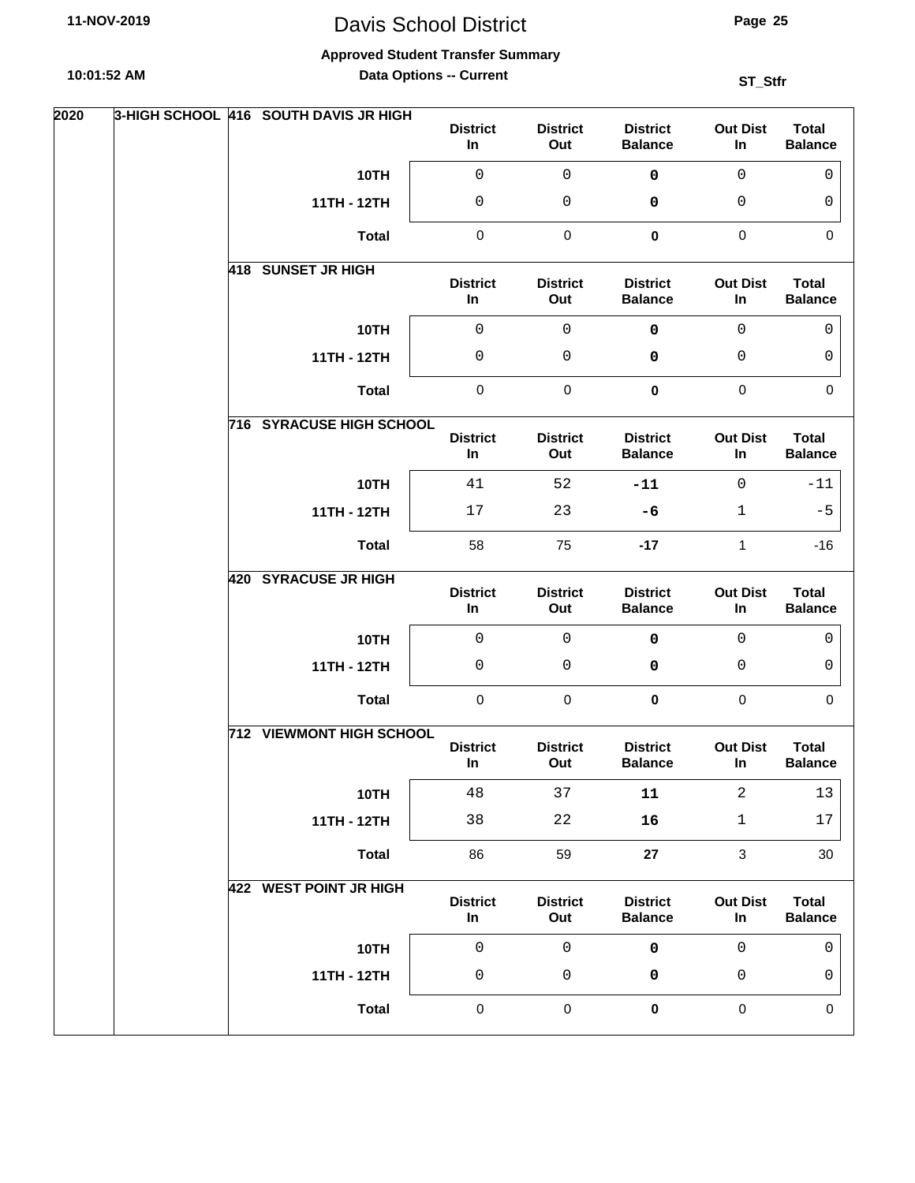# Davis School District

**Approved Student Transfer Summary**

**Data Options -- Current**

ST_Stfr

| Year | Level | School | Grade | District In | District Out | District Balance | Out Dist In | Total Balance |
|---|---|---|---|---|---|---|---|---|
| 2020 | 3-HIGH SCHOOL | 416 SOUTH DAVIS JR HIGH | 10TH | 0 | 0 | **0** | 0 | 0 |
| | | | 11TH - 12TH | 0 | 0 | **0** | 0 | 0 |
| | | | **Total** | 0 | 0 | **0** | 0 | 0 |
| | | 418 SUNSET JR HIGH | 10TH | 0 | 0 | **0** | 0 | 0 |
| | | | 11TH - 12TH | 0 | 0 | **0** | 0 | 0 |
| | | | **Total** | 0 | 0 | **0** | 0 | 0 |
| | | 716 SYRACUSE HIGH SCHOOL | 10TH | 41 | 52 | **-11** | 0 | -11 |
| | | | 11TH - 12TH | 17 | 23 | **-6** | 1 | -5 |
| | | | **Total** | 58 | 75 | **-17** | 1 | -16 |
| | | 420 SYRACUSE JR HIGH | 10TH | 0 | 0 | **0** | 0 | 0 |
| | | | 11TH - 12TH | 0 | 0 | **0** | 0 | 0 |
| | | | **Total** | 0 | 0 | **0** | 0 | 0 |
| | | 712 VIEWMONT HIGH SCHOOL | 10TH | 48 | 37 | **11** | 2 | 13 |
| | | | 11TH - 12TH | 38 | 22 | **16** | 1 | 17 |
| | | | **Total** | 86 | 59 | **27** | 3 | 30 |
| | | 422 WEST POINT JR HIGH | 10TH | 0 | 0 | **0** | 0 | 0 |
| | | | 11TH - 12TH | 0 | 0 | **0** | 0 | 0 |
| | | | **Total** | 0 | 0 | **0** | 0 | 0 |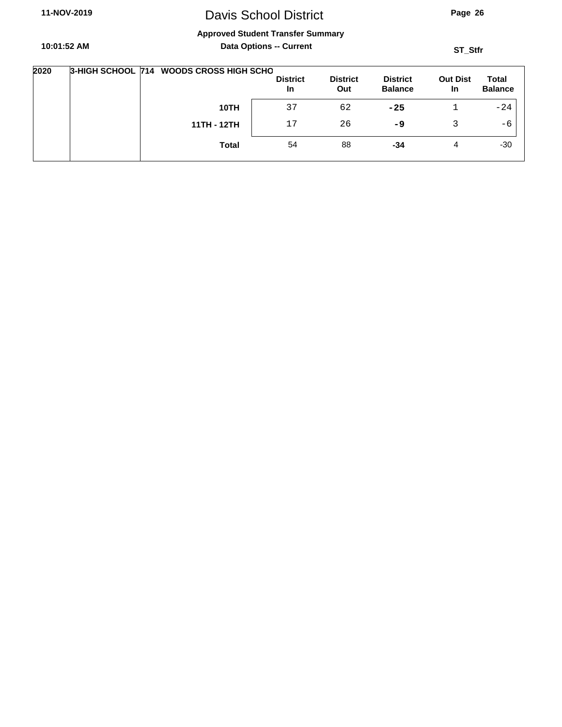# Davis School District

**Approved Student Transfer Summary**

**Data Options -- Current**

11-NOV-2019

10:01:52 AM

ST_Stfr

| 2020 | 3-HIGH SCHOOL | 714 WOODS CROSS HIGH SCHO | District In | District Out | District Balance | Out Dist In | Total Balance |
|---|---|---|---|---|---|---|---|
| | | 10TH | 37 | 62 | **-25** | 1 | -24 |
| | | 11TH - 12TH | 17 | 26 | **-9** | 3 | -6 |
| | | **Total** | 54 | 88 | **-34** | 4 | -30 |